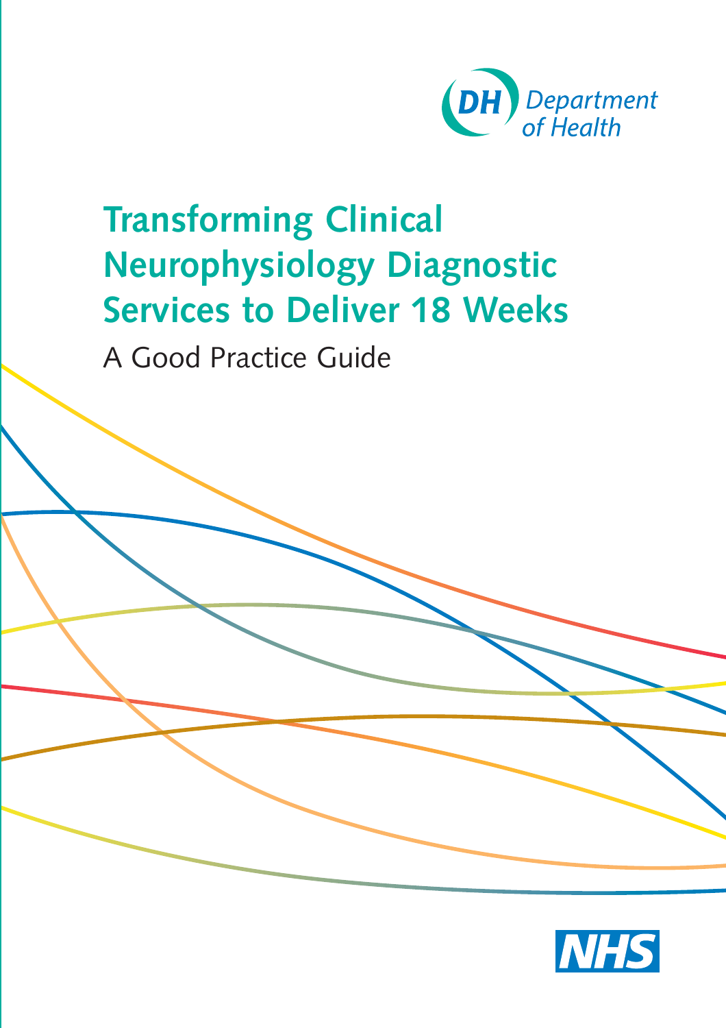DH Department of Health

# Transforming Clinical Neurophysiology Diagnostic Services to Deliver 18 Weeks

A Good Practice Guide

NHS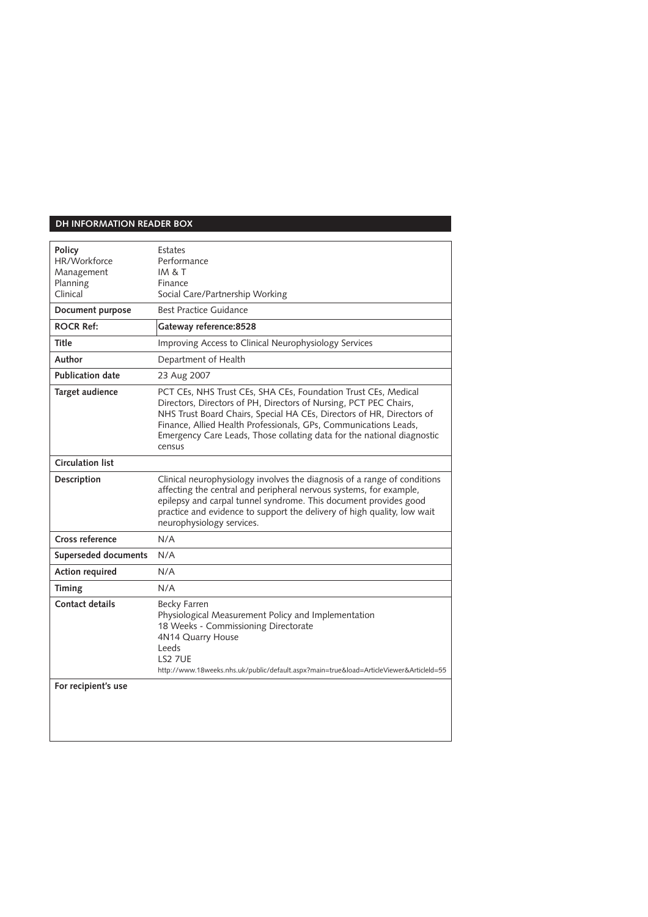## DH INFORMATION READER BOX

| | |
|---|---|
| **Policy**<br>HR/Workforce<br>Management<br>Planning<br>Clinical | Estates<br>Performance<br>IM & T<br>Finance<br>Social Care/Partnership Working |
| **Document purpose** | Best Practice Guidance |
| **ROCR Ref:** | **Gateway reference:8528** |
| **Title** | Improving Access to Clinical Neurophysiology Services |
| **Author** | Department of Health |
| **Publication date** | 23 Aug 2007 |
| **Target audience** | PCT CEs, NHS Trust CEs, SHA CEs, Foundation Trust CEs, Medical Directors, Directors of PH, Directors of Nursing, PCT PEC Chairs, NHS Trust Board Chairs, Special HA CEs, Directors of HR, Directors of Finance, Allied Health Professionals, GPs, Communications Leads, Emergency Care Leads, Those collating data for the national diagnostic census |
| **Circulation list** | |
| **Description** | Clinical neurophysiology involves the diagnosis of a range of conditions affecting the central and peripheral nervous systems, for example, epilepsy and carpal tunnel syndrome. This document provides good practice and evidence to support the delivery of high quality, low wait neurophysiology services. |
| **Cross reference** | N/A |
| **Superseded documents** | N/A |
| **Action required** | N/A |
| **Timing** | N/A |
| **Contact details** | Becky Farren<br>Physiological Measurement Policy and Implementation<br>18 Weeks - Commissioning Directorate<br>4N14 Quarry House<br>Leeds<br>LS2 7UE<br>http://www.18weeks.nhs.uk/public/default.aspx?main=true&load=ArticleViewer&ArticleId=55 |
| **For recipient's use** | |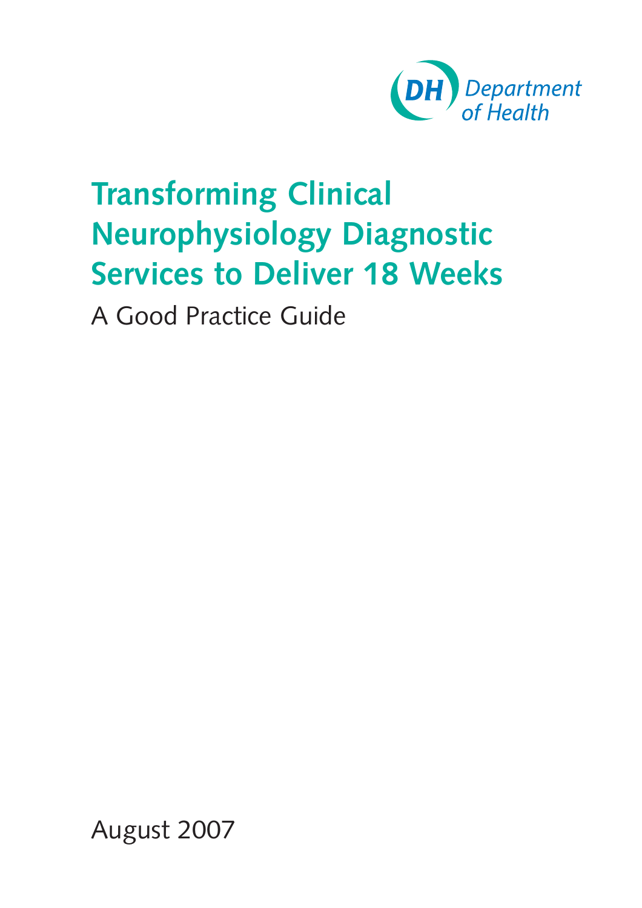DH Department of Health

# Transforming Clinical Neurophysiology Diagnostic Services to Deliver 18 Weeks

A Good Practice Guide

August 2007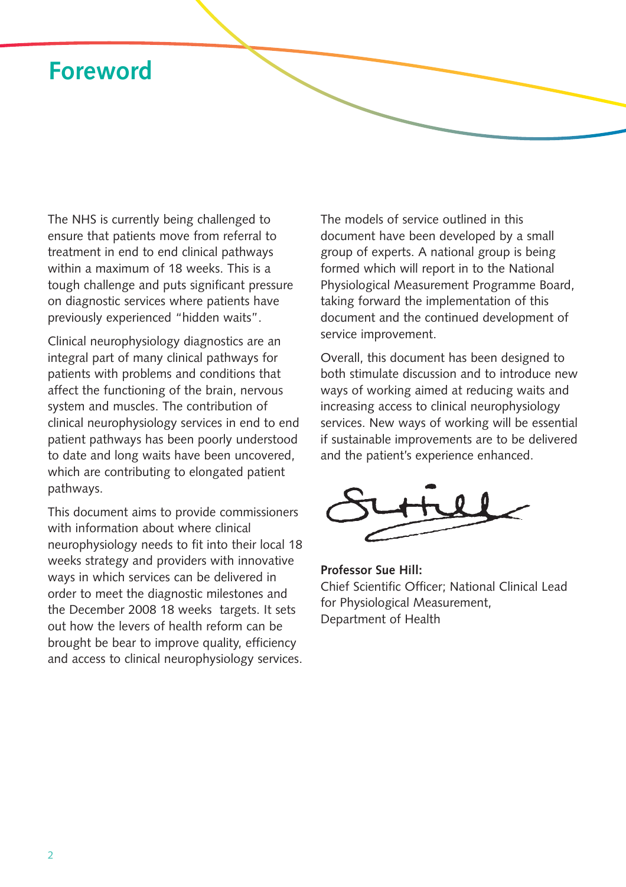# Foreword

The NHS is currently being challenged to ensure that patients move from referral to treatment in end to end clinical pathways within a maximum of 18 weeks. This is a tough challenge and puts significant pressure on diagnostic services where patients have previously experienced "hidden waits".

Clinical neurophysiology diagnostics are an integral part of many clinical pathways for patients with problems and conditions that affect the functioning of the brain, nervous system and muscles. The contribution of clinical neurophysiology services in end to end patient pathways has been poorly understood to date and long waits have been uncovered, which are contributing to elongated patient pathways.

This document aims to provide commissioners with information about where clinical neurophysiology needs to fit into their local 18 weeks strategy and providers with innovative ways in which services can be delivered in order to meet the diagnostic milestones and the December 2008 18 weeks targets. It sets out how the levers of health reform can be brought be bear to improve quality, efficiency and access to clinical neurophysiology services.

The models of service outlined in this document have been developed by a small group of experts. A national group is being formed which will report in to the National Physiological Measurement Programme Board, taking forward the implementation of this document and the continued development of service improvement.

Overall, this document has been designed to both stimulate discussion and to introduce new ways of working aimed at reducing waits and increasing access to clinical neurophysiology services. New ways of working will be essential if sustainable improvements are to be delivered and the patient's experience enhanced.

**Professor Sue Hill:**
Chief Scientific Officer; National Clinical Lead for Physiological Measurement,
Department of Health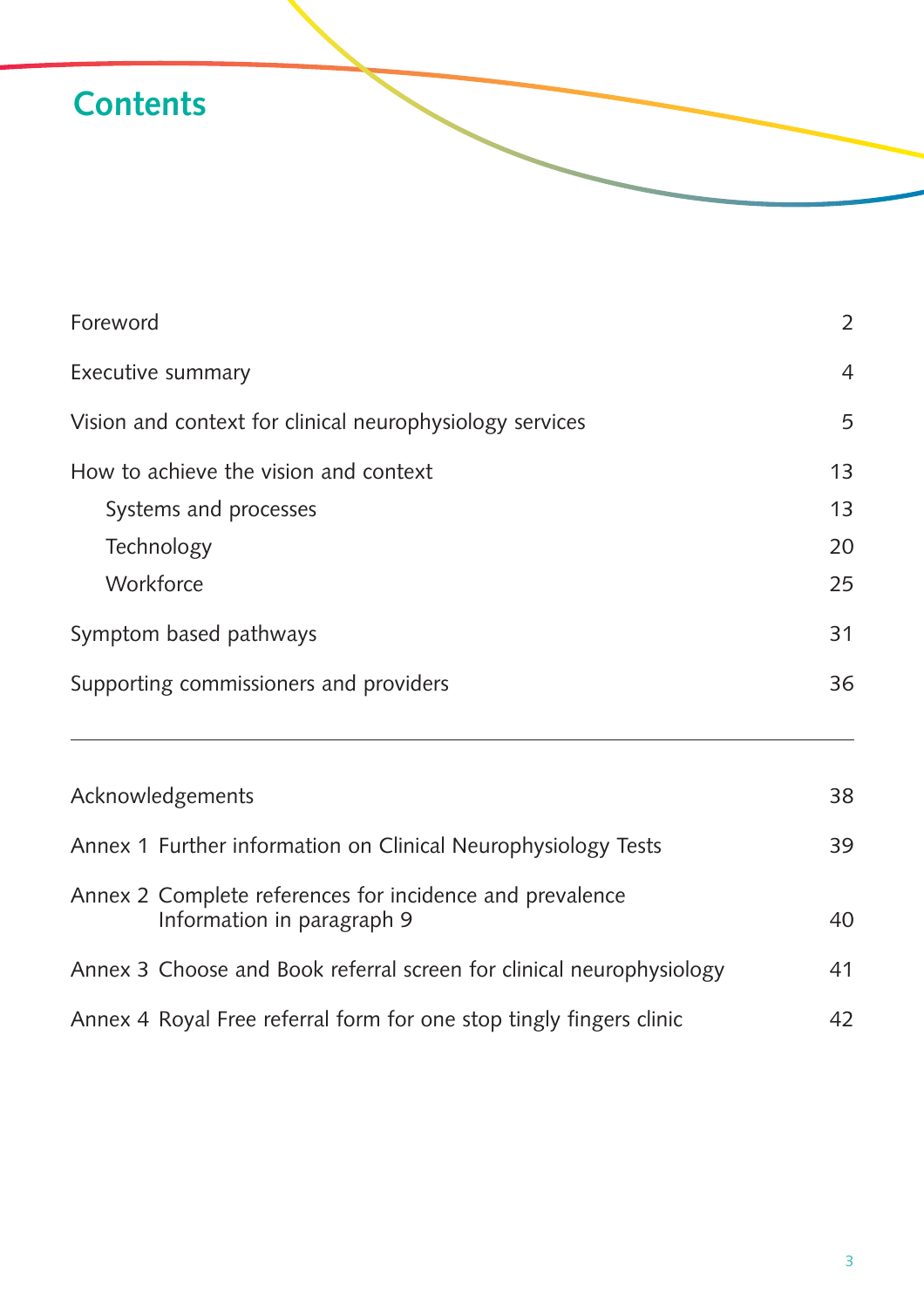# Contents

| | |
|---|---|
| Foreword | 2 |
| Executive summary | 4 |
| Vision and context for clinical neurophysiology services | 5 |
| How to achieve the vision and context | 13 |
| Systems and processes | 13 |
| Technology | 20 |
| Workforce | 25 |
| Symptom based pathways | 31 |
| Supporting commissioners and providers | 36 |

---

| | |
|---|---|
| Acknowledgements | 38 |
| Annex 1 Further information on Clinical Neurophysiology Tests | 39 |
| Annex 2 Complete references for incidence and prevalence Information in paragraph 9 | 40 |
| Annex 3 Choose and Book referral screen for clinical neurophysiology | 41 |
| Annex 4 Royal Free referral form for one stop tingly fingers clinic | 42 |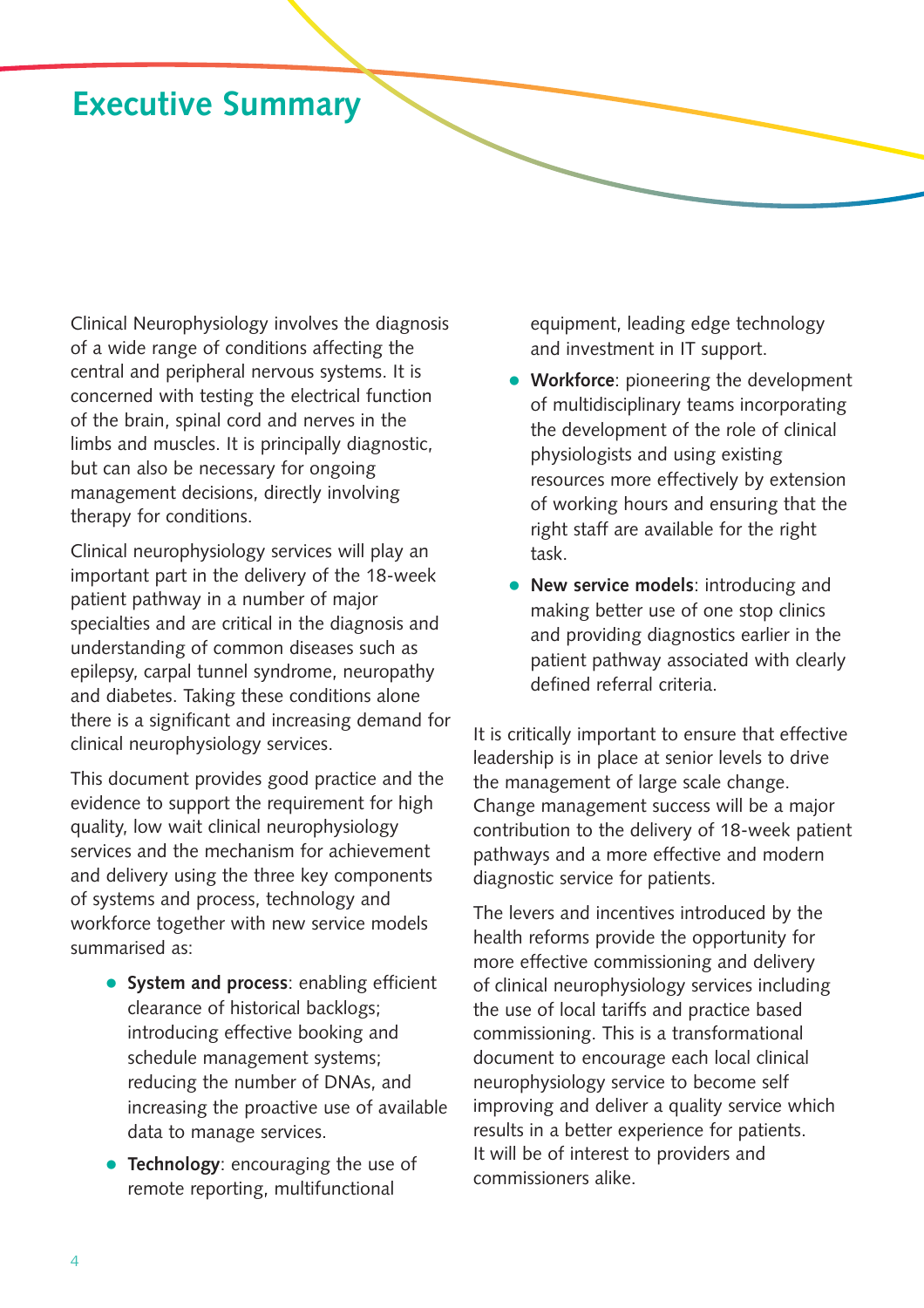# Executive Summary

Clinical Neurophysiology involves the diagnosis of a wide range of conditions affecting the central and peripheral nervous systems. It is concerned with testing the electrical function of the brain, spinal cord and nerves in the limbs and muscles. It is principally diagnostic, but can also be necessary for ongoing management decisions, directly involving therapy for conditions.

Clinical neurophysiology services will play an important part in the delivery of the 18-week patient pathway in a number of major specialties and are critical in the diagnosis and understanding of common diseases such as epilepsy, carpal tunnel syndrome, neuropathy and diabetes. Taking these conditions alone there is a significant and increasing demand for clinical neurophysiology services.

This document provides good practice and the evidence to support the requirement for high quality, low wait clinical neurophysiology services and the mechanism for achievement and delivery using the three key components of systems and process, technology and workforce together with new service models summarised as:

- **System and process**: enabling efficient clearance of historical backlogs; introducing effective booking and schedule management systems; reducing the number of DNAs, and increasing the proactive use of available data to manage services.
- **Technology**: encouraging the use of remote reporting, multifunctional equipment, leading edge technology and investment in IT support.
- **Workforce**: pioneering the development of multidisciplinary teams incorporating the development of the role of clinical physiologists and using existing resources more effectively by extension of working hours and ensuring that the right staff are available for the right task.
- **New service models**: introducing and making better use of one stop clinics and providing diagnostics earlier in the patient pathway associated with clearly defined referral criteria.

It is critically important to ensure that effective leadership is in place at senior levels to drive the management of large scale change. Change management success will be a major contribution to the delivery of 18-week patient pathways and a more effective and modern diagnostic service for patients.

The levers and incentives introduced by the health reforms provide the opportunity for more effective commissioning and delivery of clinical neurophysiology services including the use of local tariffs and practice based commissioning. This is a transformational document to encourage each local clinical neurophysiology service to become self improving and deliver a quality service which results in a better experience for patients. It will be of interest to providers and commissioners alike.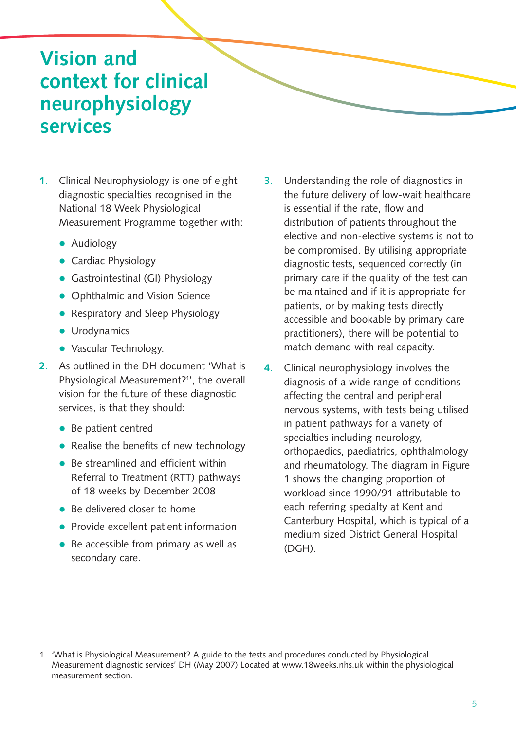# Vision and context for clinical neurophysiology services

1. Clinical Neurophysiology is one of eight diagnostic specialties recognised in the National 18 Week Physiological Measurement Programme together with:
   - Audiology
   - Cardiac Physiology
   - Gastrointestinal (GI) Physiology
   - Ophthalmic and Vision Science
   - Respiratory and Sleep Physiology
   - Urodynamics
   - Vascular Technology.

2. As outlined in the DH document 'What is Physiological Measurement?[1]', the overall vision for the future of these diagnostic services, is that they should:
   - Be patient centred
   - Realise the benefits of new technology
   - Be streamlined and efficient within Referral to Treatment (RTT) pathways of 18 weeks by December 2008
   - Be delivered closer to home
   - Provide excellent patient information
   - Be accessible from primary as well as secondary care.

3. Understanding the role of diagnostics in the future delivery of low-wait healthcare is essential if the rate, flow and distribution of patients throughout the elective and non-elective systems is not to be compromised. By utilising appropriate diagnostic tests, sequenced correctly (in primary care if the quality of the test can be maintained and if it is appropriate for patients, or by making tests directly accessible and bookable by primary care practitioners), there will be potential to match demand with real capacity.

4. Clinical neurophysiology involves the diagnosis of a wide range of conditions affecting the central and peripheral nervous systems, with tests being utilised in patient pathways for a variety of specialties including neurology, orthopaedics, paediatrics, ophthalmology and rheumatology. The diagram in Figure 1 shows the changing proportion of workload since 1990/91 attributable to each referring specialty at Kent and Canterbury Hospital, which is typical of a medium sized District General Hospital (DGH).

---

1 'What is Physiological Measurement? A guide to the tests and procedures conducted by Physiological Measurement diagnostic services' DH (May 2007) Located at www.18weeks.nhs.uk within the physiological measurement section.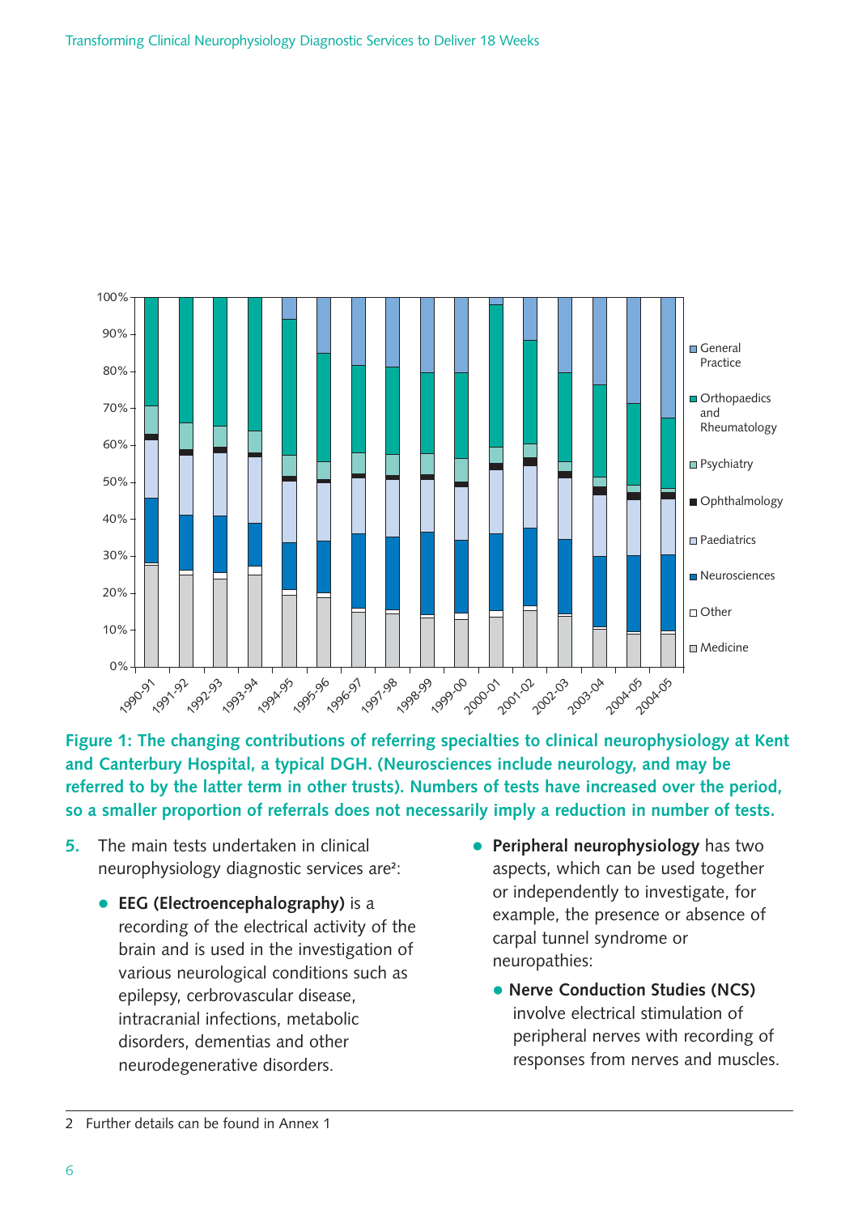**Figure 1: The changing contributions of referring specialties to clinical neurophysiology at Kent and Canterbury Hospital, a typical DGH. (Neurosciences include neurology, and may be referred to by the latter term in other trusts). Numbers of tests have increased over the period, so a smaller proportion of referrals does not necessarily imply a reduction in number of tests.**

5. The main tests undertaken in clinical neurophysiology diagnostic services are[2]:
   - **EEG (Electroencephalography)** is a recording of the electrical activity of the brain and is used in the investigation of various neurological conditions such as epilepsy, cerbrovascular disease, intracranial infections, metabolic disorders, dementias and other neurodegenerative disorders.
   - **Peripheral neurophysiology** has two aspects, which can be used together or independently to investigate, for example, the presence or absence of carpal tunnel syndrome or neuropathies:
     - **Nerve Conduction Studies (NCS)** involve electrical stimulation of peripheral nerves with recording of responses from nerves and muscles.

2 Further details can be found in Annex 1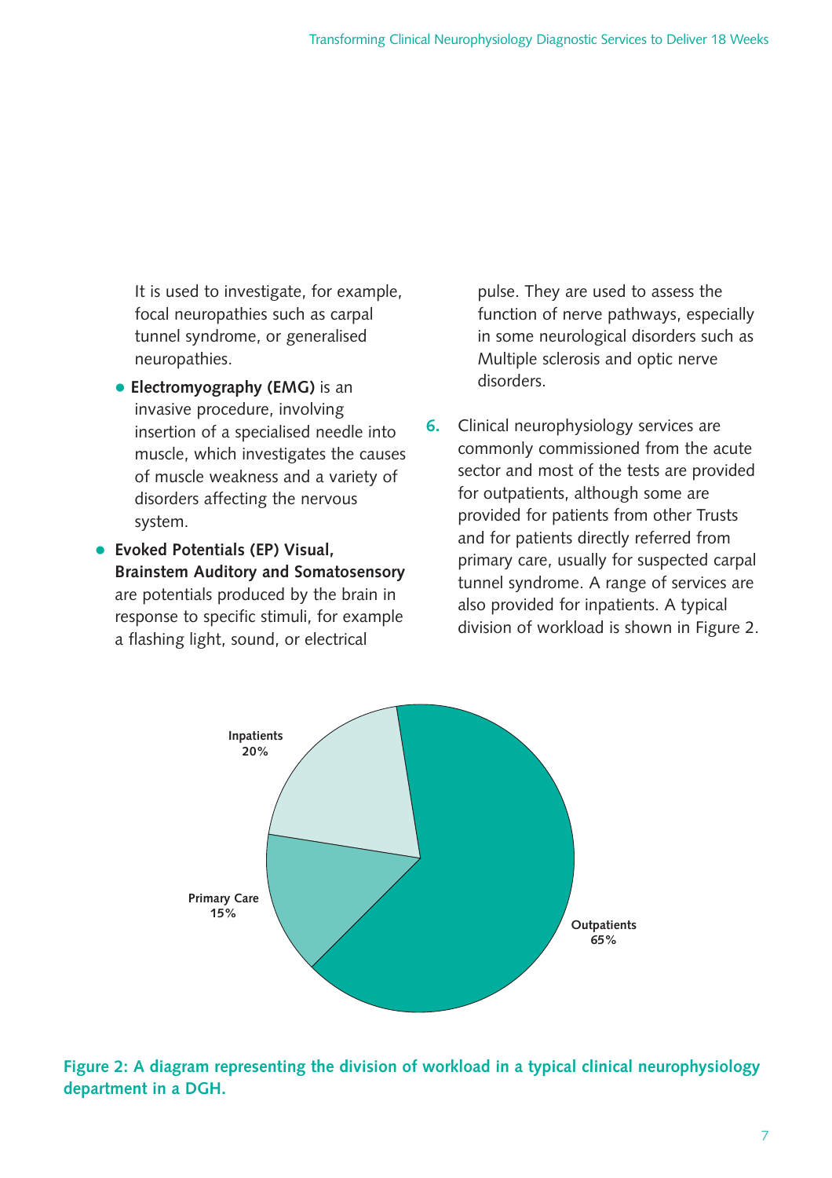It is used to investigate, for example, focal neuropathies such as carpal tunnel syndrome, or generalised neuropathies.

- **Electromyography (EMG)** is an invasive procedure, involving insertion of a specialised needle into muscle, which investigates the causes of muscle weakness and a variety of disorders affecting the nervous system.

- **Evoked Potentials (EP) Visual, Brainstem Auditory and Somatosensory** are potentials produced by the brain in response to specific stimuli, for example a flashing light, sound, or electrical pulse. They are used to assess the function of nerve pathways, especially in some neurological disorders such as Multiple sclerosis and optic nerve disorders.

**6.** Clinical neurophysiology services are commonly commissioned from the acute sector and most of the tests are provided for outpatients, although some are provided for patients from other Trusts and for patients directly referred from primary care, usually for suspected carpal tunnel syndrome. A range of services are also provided for inpatients. A typical division of workload is shown in Figure 2.

| Category | Share |
|---|---|
| Outpatients | 65% |
| Inpatients | 20% |
| Primary Care | 15% |

**Figure 2: A diagram representing the division of workload in a typical clinical neurophysiology department in a DGH.**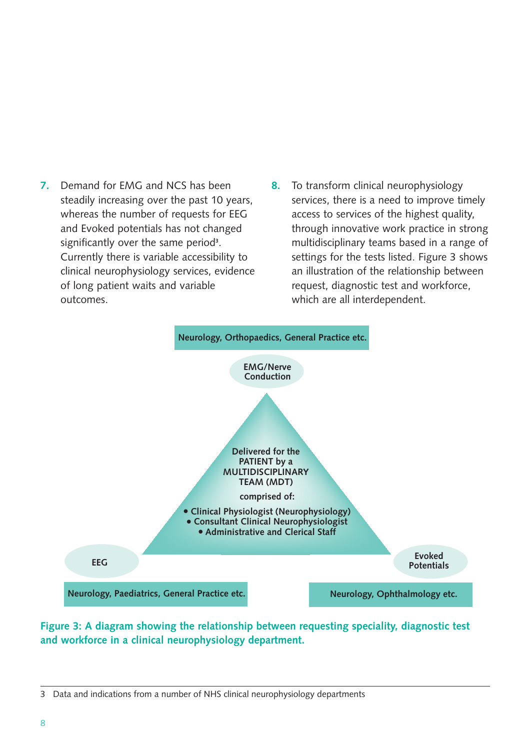7. Demand for EMG and NCS has been steadily increasing over the past 10 years, whereas the number of requests for EEG and Evoked potentials has not changed significantly over the same period[3]. Currently there is variable accessibility to clinical neurophysiology services, evidence of long patient waits and variable outcomes.

8. To transform clinical neurophysiology services, there is a need to improve timely access to services of the highest quality, through innovative work practice in strong multidisciplinary teams based in a range of settings for the tests listed. Figure 3 shows an illustration of the relationship between request, diagnostic test and workforce, which are all interdependent.

Neurology, Orthopaedics, General Practice etc.

EMG/Nerve Conduction

Delivered for the PATIENT by a MULTIDISCIPLINARY TEAM (MDT)

comprised of:

- Clinical Physiologist (Neurophysiology)
- Consultant Clinical Neurophysiologist
- Administrative and Clerical Staff

EEG

Neurology, Paediatrics, General Practice etc.

Evoked Potentials

Neurology, Ophthalmology etc.

**Figure 3: A diagram showing the relationship between requesting speciality, diagnostic test and workforce in a clinical neurophysiology department.**

3 Data and indications from a number of NHS clinical neurophysiology departments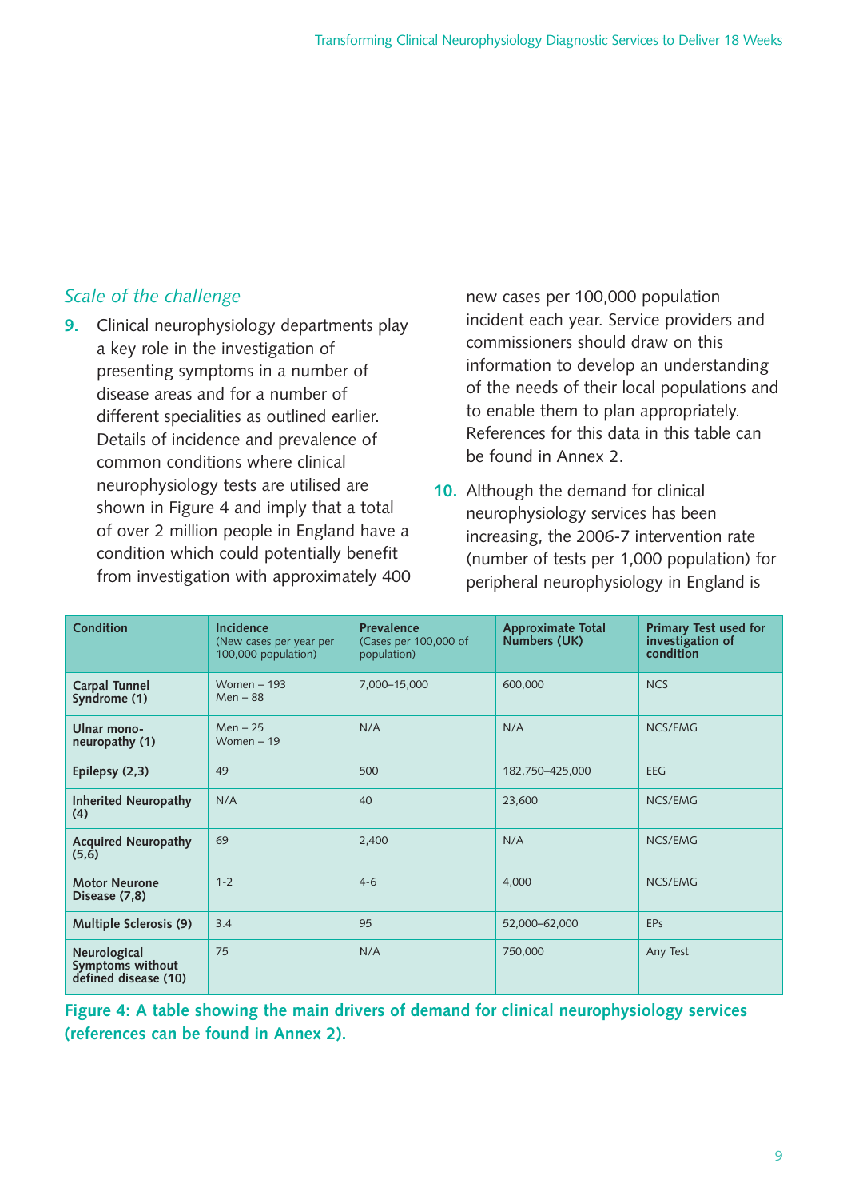## *Scale of the challenge*

**9.** Clinical neurophysiology departments play a key role in the investigation of presenting symptoms in a number of disease areas and for a number of different specialities as outlined earlier. Details of incidence and prevalence of common conditions where clinical neurophysiology tests are utilised are shown in Figure 4 and imply that a total of over 2 million people in England have a condition which could potentially benefit from investigation with approximately 400 new cases per 100,000 population incident each year. Service providers and commissioners should draw on this information to develop an understanding of the needs of their local populations and to enable them to plan appropriately. References for this data in this table can be found in Annex 2.

**10.** Although the demand for clinical neurophysiology services has been increasing, the 2006-7 intervention rate (number of tests per 1,000 population) for peripheral neurophysiology in England is

| Condition | Incidence (New cases per year per 100,000 population) | Prevalence (Cases per 100,000 of population) | Approximate Total Numbers (UK) | Primary Test used for investigation of condition |
|---|---|---|---|---|
| **Carpal Tunnel Syndrome (1)** | Women – 193<br>Men – 88 | 7,000–15,000 | 600,000 | NCS |
| **Ulnar mono-neuropathy (1)** | Men – 25<br>Women – 19 | N/A | N/A | NCS/EMG |
| **Epilepsy (2,3)** | 49 | 500 | 182,750–425,000 | EEG |
| **Inherited Neuropathy (4)** | N/A | 40 | 23,600 | NCS/EMG |
| **Acquired Neuropathy (5,6)** | 69 | 2,400 | N/A | NCS/EMG |
| **Motor Neurone Disease (7,8)** | 1-2 | 4-6 | 4,000 | NCS/EMG |
| **Multiple Sclerosis (9)** | 3.4 | 95 | 52,000–62,000 | EPs |
| **Neurological Symptoms without defined disease (10)** | 75 | N/A | 750,000 | Any Test |

**Figure 4: A table showing the main drivers of demand for clinical neurophysiology services (references can be found in Annex 2).**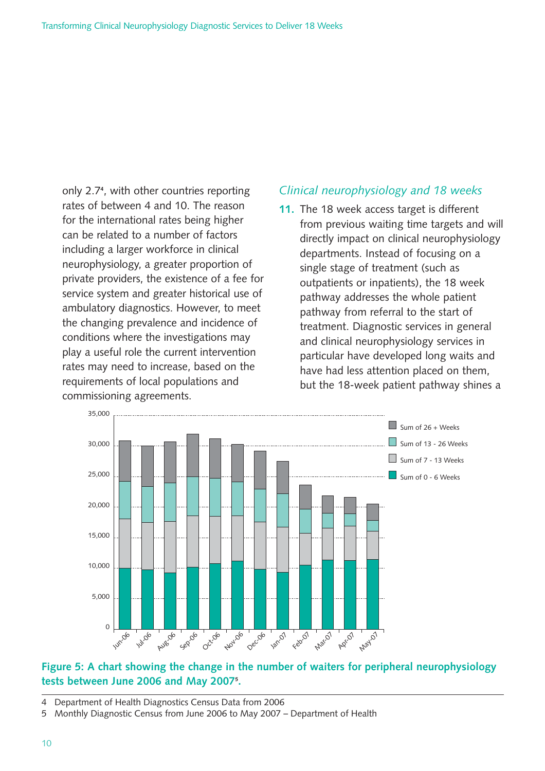only 2.7[4], with other countries reporting rates of between 4 and 10. The reason for the international rates being higher can be related to a number of factors including a larger workforce in clinical neurophysiology, a greater proportion of private providers, the existence of a fee for service system and greater historical use of ambulatory diagnostics. However, to meet the changing prevalence and incidence of conditions where the investigations may play a useful role the current intervention rates may need to increase, based on the requirements of local populations and commissioning agreements.

### *Clinical neurophysiology and 18 weeks*

**11.** The 18 week access target is different from previous waiting time targets and will directly impact on clinical neurophysiology departments. Instead of focusing on a single stage of treatment (such as outpatients or inpatients), the 18 week pathway addresses the whole patient pathway from referral to the start of treatment. Diagnostic services in general and clinical neurophysiology services in particular have developed long waits and have had less attention placed on them, but the 18-week patient pathway shines a

**Figure 5: A chart showing the change in the number of waiters for peripheral neurophysiology tests between June 2006 and May 2007[5].**

4 Department of Health Diagnostics Census Data from 2006

5 Monthly Diagnostic Census from June 2006 to May 2007 – Department of Health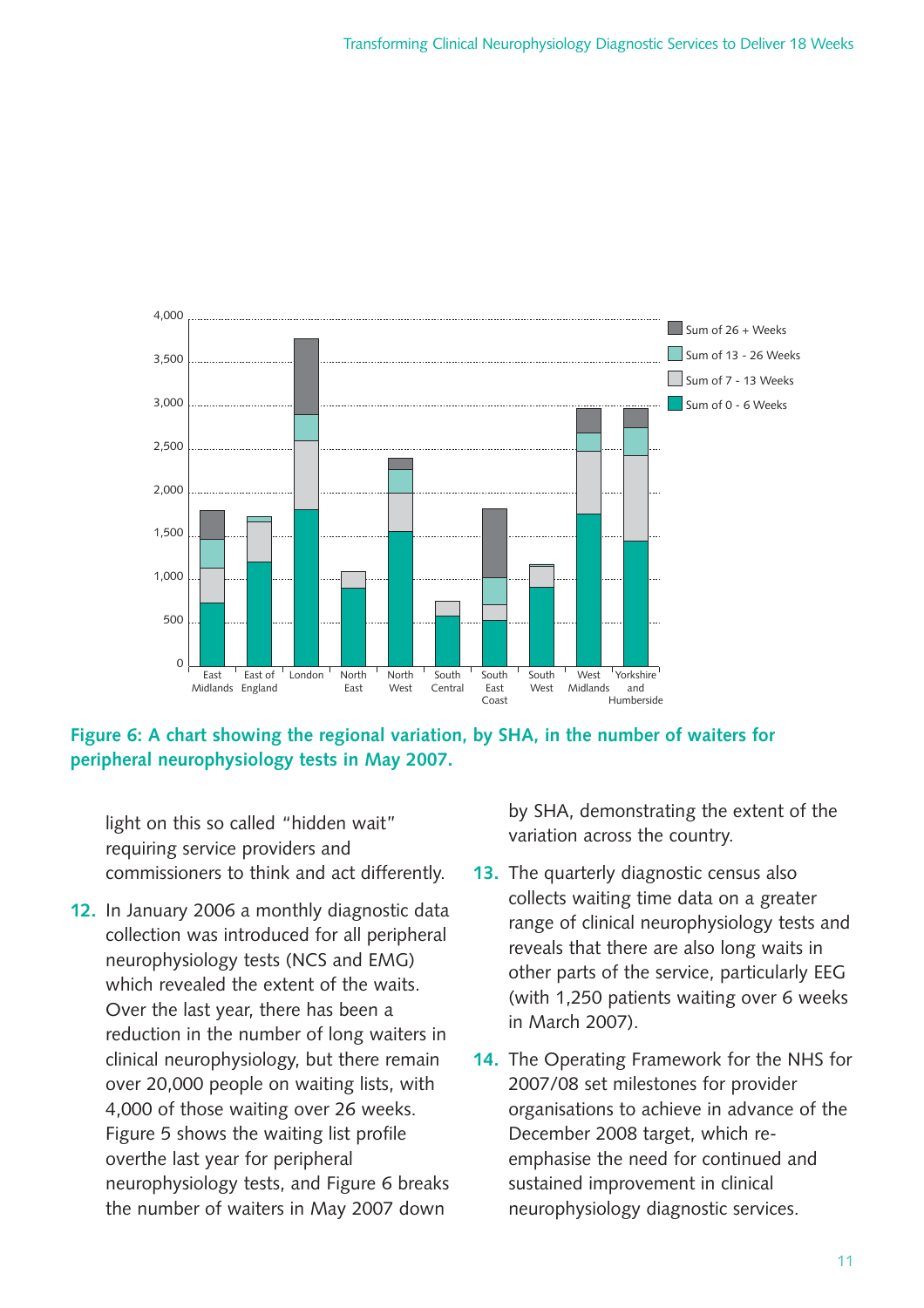Figure 6: A chart showing the regional variation, by SHA, in the number of waiters for peripheral neurophysiology tests in May 2007.

light on this so called "hidden wait" requiring service providers and commissioners to think and act differently.

12. In January 2006 a monthly diagnostic data collection was introduced for all peripheral neurophysiology tests (NCS and EMG) which revealed the extent of the waits. Over the last year, there has been a reduction in the number of long waiters in clinical neurophysiology, but there remain over 20,000 people on waiting lists, with 4,000 of those waiting over 26 weeks. Figure 5 shows the waiting list profile overthe last year for peripheral neurophysiology tests, and Figure 6 breaks the number of waiters in May 2007 down by SHA, demonstrating the extent of the variation across the country.

13. The quarterly diagnostic census also collects waiting time data on a greater range of clinical neurophysiology tests and reveals that there are also long waits in other parts of the service, particularly EEG (with 1,250 patients waiting over 6 weeks in March 2007).

14. The Operating Framework for the NHS for 2007/08 set milestones for provider organisations to achieve in advance of the December 2008 target, which re-emphasise the need for continued and sustained improvement in clinical neurophysiology diagnostic services.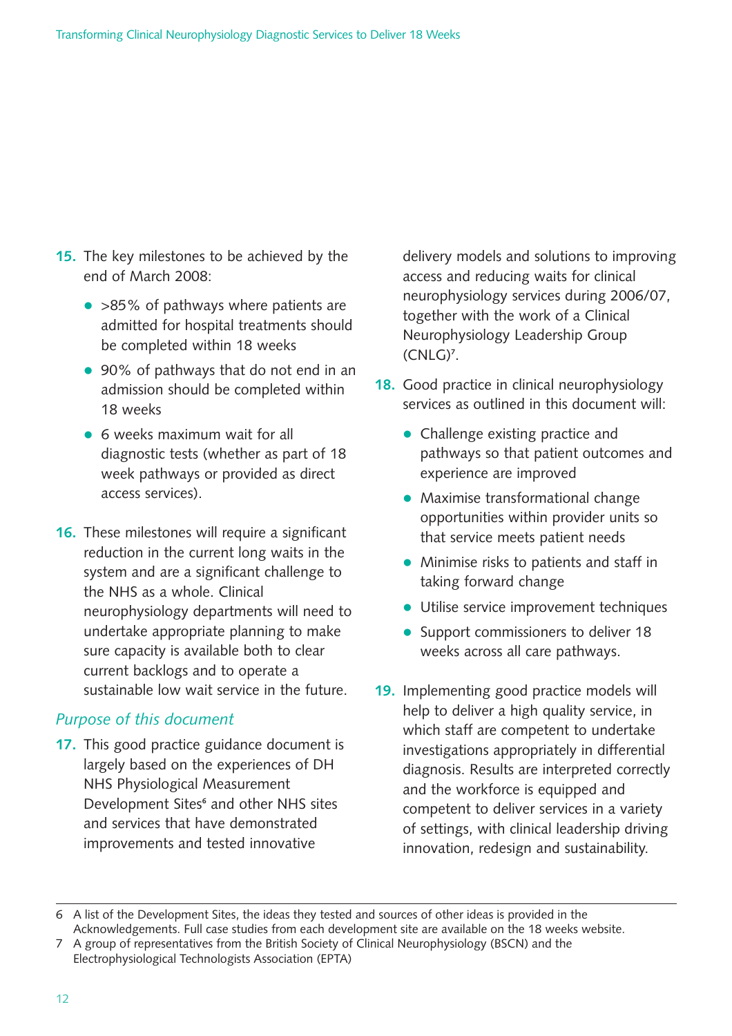15. The key milestones to be achieved by the end of March 2008:

   - >85% of pathways where patients are admitted for hospital treatments should be completed within 18 weeks
   - 90% of pathways that do not end in an admission should be completed within 18 weeks
   - 6 weeks maximum wait for all diagnostic tests (whether as part of 18 week pathways or provided as direct access services).

16. These milestones will require a significant reduction in the current long waits in the system and are a significant challenge to the NHS as a whole. Clinical neurophysiology departments will need to undertake appropriate planning to make sure capacity is available both to clear current backlogs and to operate a sustainable low wait service in the future.

### *Purpose of this document*

17. This good practice guidance document is largely based on the experiences of DH NHS Physiological Measurement Development Sites[6] and other NHS sites and services that have demonstrated improvements and tested innovative delivery models and solutions to improving access and reducing waits for clinical neurophysiology services during 2006/07, together with the work of a Clinical Neurophysiology Leadership Group (CNLG)[7].

18. Good practice in clinical neurophysiology services as outlined in this document will:

   - Challenge existing practice and pathways so that patient outcomes and experience are improved
   - Maximise transformational change opportunities within provider units so that service meets patient needs
   - Minimise risks to patients and staff in taking forward change
   - Utilise service improvement techniques
   - Support commissioners to deliver 18 weeks across all care pathways.

19. Implementing good practice models will help to deliver a high quality service, in which staff are competent to undertake investigations appropriately in differential diagnosis. Results are interpreted correctly and the workforce is equipped and competent to deliver services in a variety of settings, with clinical leadership driving innovation, redesign and sustainability.

---

6 A list of the Development Sites, the ideas they tested and sources of other ideas is provided in the Acknowledgements. Full case studies from each development site are available on the 18 weeks website.

7 A group of representatives from the British Society of Clinical Neurophysiology (BSCN) and the Electrophysiological Technologists Association (EPTA)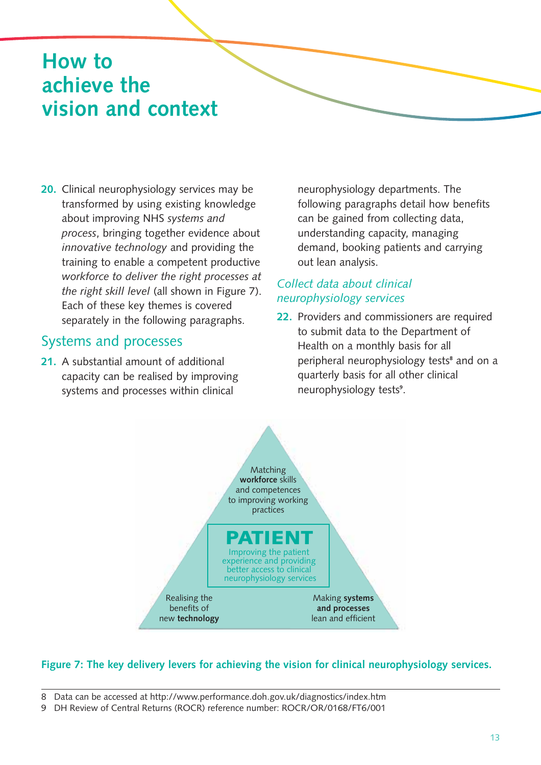# How to achieve the vision and context

**20.** Clinical neurophysiology services may be transformed by using existing knowledge about improving NHS *systems and process*, bringing together evidence about *innovative technology* and providing the training to enable a competent productive *workforce to deliver the right processes at the right skill level* (all shown in Figure 7). Each of these key themes is covered separately in the following paragraphs.

## Systems and processes

**21.** A substantial amount of additional capacity can be realised by improving systems and processes within clinical neurophysiology departments. The following paragraphs detail how benefits can be gained from collecting data, understanding capacity, managing demand, booking patients and carrying out lean analysis.

### *Collect data about clinical neurophysiology services*

**22.** Providers and commissioners are required to submit data to the Department of Health on a monthly basis for all peripheral neurophysiology tests[8] and on a quarterly basis for all other clinical neurophysiology tests[9].

Matching **workforce** skills and competences to improving working practices

**PATIENT**
Improving the patient experience and providing better access to clinical neurophysiology services

Realising the benefits of new **technology**

Making **systems and processes** lean and efficient

**Figure 7: The key delivery levers for achieving the vision for clinical neurophysiology services.**

8 Data can be accessed at http://www.performance.doh.gov.uk/diagnostics/index.htm

9 DH Review of Central Returns (ROCR) reference number: ROCR/OR/0168/FT6/001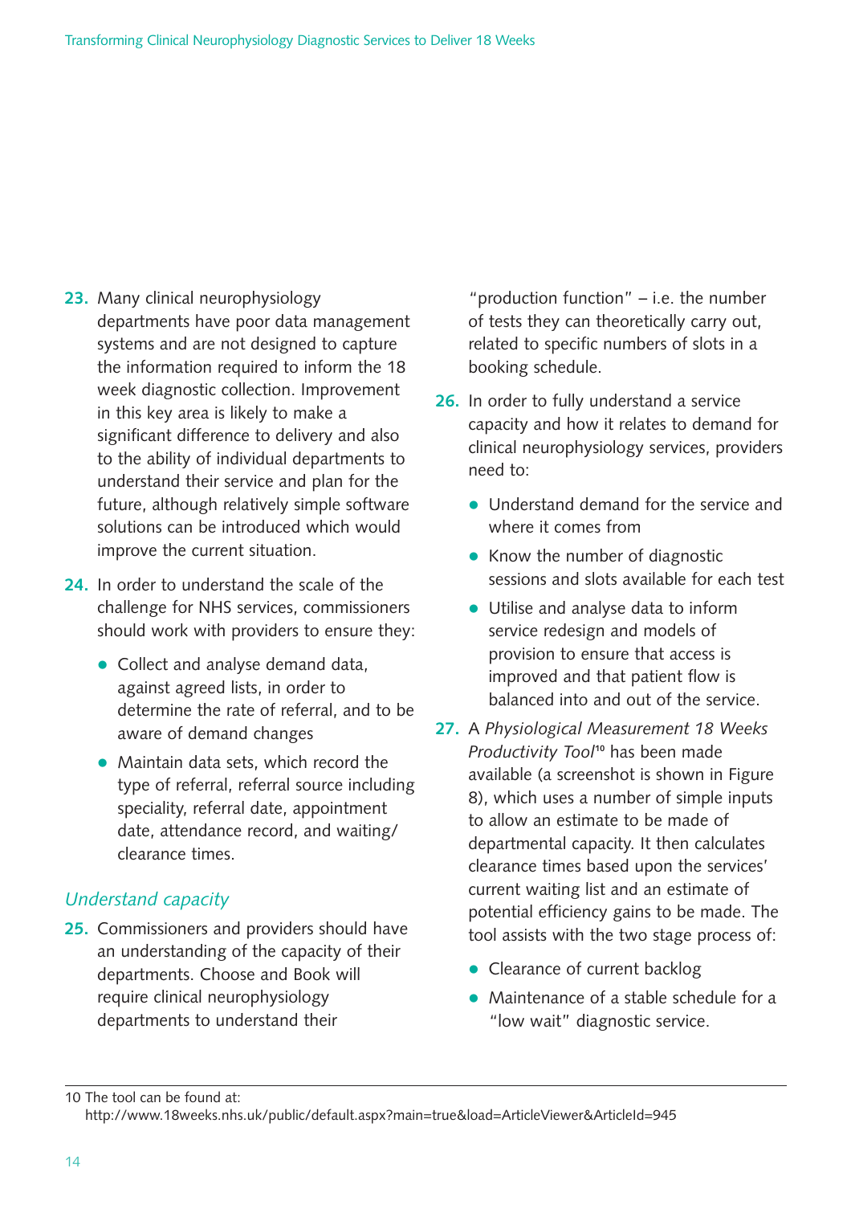**23.** Many clinical neurophysiology departments have poor data management systems and are not designed to capture the information required to inform the 18 week diagnostic collection. Improvement in this key area is likely to make a significant difference to delivery and also to the ability of individual departments to understand their service and plan for the future, although relatively simple software solutions can be introduced which would improve the current situation.

**24.** In order to understand the scale of the challenge for NHS services, commissioners should work with providers to ensure they:

- Collect and analyse demand data, against agreed lists, in order to determine the rate of referral, and to be aware of demand changes
- Maintain data sets, which record the type of referral, referral source including speciality, referral date, appointment date, attendance record, and waiting/clearance times.

## *Understand capacity*

**25.** Commissioners and providers should have an understanding of the capacity of their departments. Choose and Book will require clinical neurophysiology departments to understand their "production function" – i.e. the number of tests they can theoretically carry out, related to specific numbers of slots in a booking schedule.

**26.** In order to fully understand a service capacity and how it relates to demand for clinical neurophysiology services, providers need to:

- Understand demand for the service and where it comes from
- Know the number of diagnostic sessions and slots available for each test
- Utilise and analyse data to inform service redesign and models of provision to ensure that access is improved and that patient flow is balanced into and out of the service.

**27.** A *Physiological Measurement 18 Weeks Productivity Tool*[10] has been made available (a screenshot is shown in Figure 8), which uses a number of simple inputs to allow an estimate to be made of departmental capacity. It then calculates clearance times based upon the services' current waiting list and an estimate of potential efficiency gains to be made. The tool assists with the two stage process of:

- Clearance of current backlog
- Maintenance of a stable schedule for a "low wait" diagnostic service.

---

10 The tool can be found at: http://www.18weeks.nhs.uk/public/default.aspx?main=true&load=ArticleViewer&ArticleId=945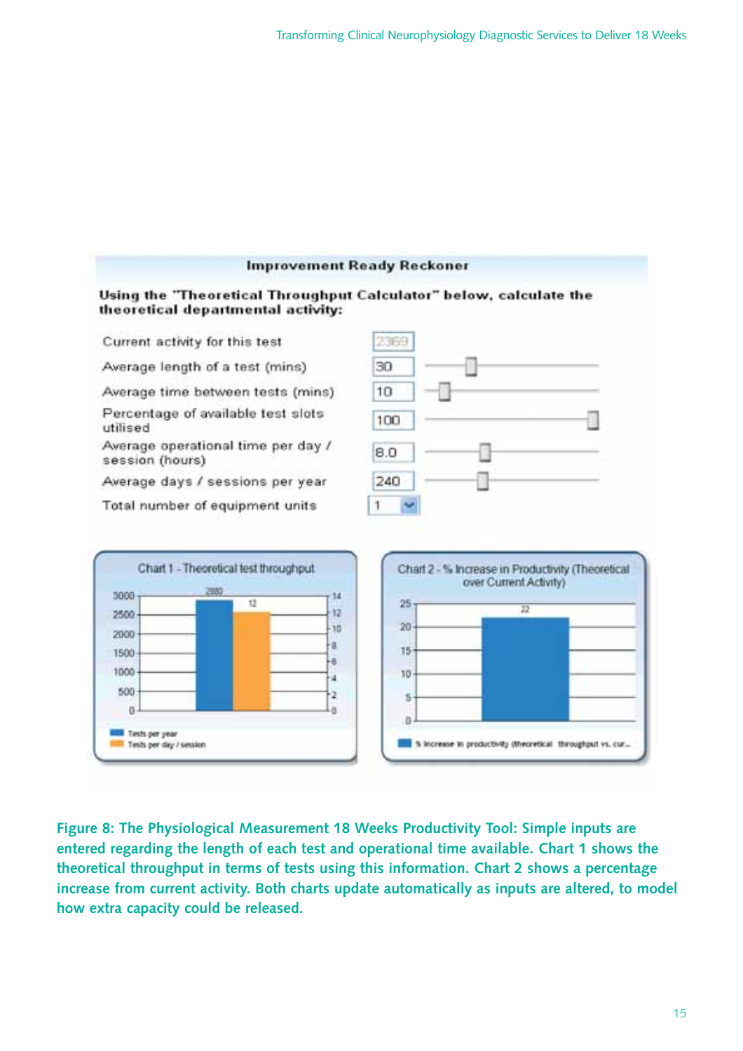**Improvement Ready Reckoner**

**Using the "Theoretical Throughput Calculator" below, calculate the theoretical departmental activity:**

| | |
|---|---|
| Current activity for this test | 2369 |
| Average length of a test (mins) | 30 |
| Average time between tests (mins) | 10 |
| Percentage of available test slots utilised | 100 |
| Average operational time per day / session (hours) | 8.0 |
| Average days / sessions per year | 240 |
| Total number of equipment units | 1 |

Chart 1 - Theoretical test throughput

- Tests per year: 2880
- Tests per day / session: 12

Chart 2 - % Increase in Productivity (Theoretical over Current Activity)

- % increase in productivity (theoretical throughput vs. cur...: 22

**Figure 8: The Physiological Measurement 18 Weeks Productivity Tool: Simple inputs are entered regarding the length of each test and operational time available. Chart 1 shows the theoretical throughput in terms of tests using this information. Chart 2 shows a percentage increase from current activity. Both charts update automatically as inputs are altered, to model how extra capacity could be released.**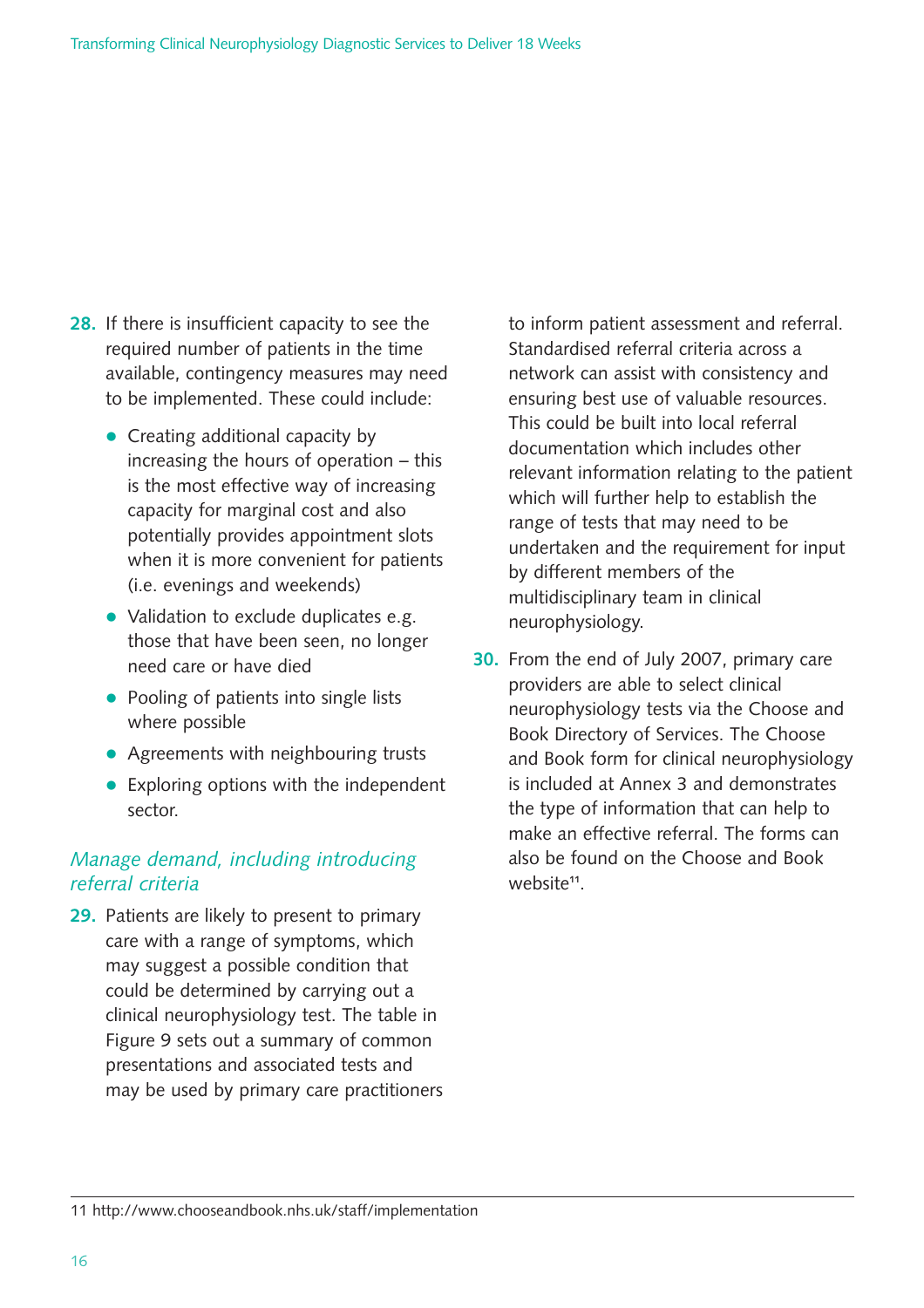28. If there is insufficient capacity to see the required number of patients in the time available, contingency measures may need to be implemented. These could include:

    - Creating additional capacity by increasing the hours of operation – this is the most effective way of increasing capacity for marginal cost and also potentially provides appointment slots when it is more convenient for patients (i.e. evenings and weekends)
    - Validation to exclude duplicates e.g. those that have been seen, no longer need care or have died
    - Pooling of patients into single lists where possible
    - Agreements with neighbouring trusts
    - Exploring options with the independent sector.

### *Manage demand, including introducing referral criteria*

29. Patients are likely to present to primary care with a range of symptoms, which may suggest a possible condition that could be determined by carrying out a clinical neurophysiology test. The table in Figure 9 sets out a summary of common presentations and associated tests and may be used by primary care practitioners to inform patient assessment and referral. Standardised referral criteria across a network can assist with consistency and ensuring best use of valuable resources. This could be built into local referral documentation which includes other relevant information relating to the patient which will further help to establish the range of tests that may need to be undertaken and the requirement for input by different members of the multidisciplinary team in clinical neurophysiology.

30. From the end of July 2007, primary care providers are able to select clinical neurophysiology tests via the Choose and Book Directory of Services. The Choose and Book form for clinical neurophysiology is included at Annex 3 and demonstrates the type of information that can help to make an effective referral. The forms can also be found on the Choose and Book website[11].

---

11 http://www.chooseandbook.nhs.uk/staff/implementation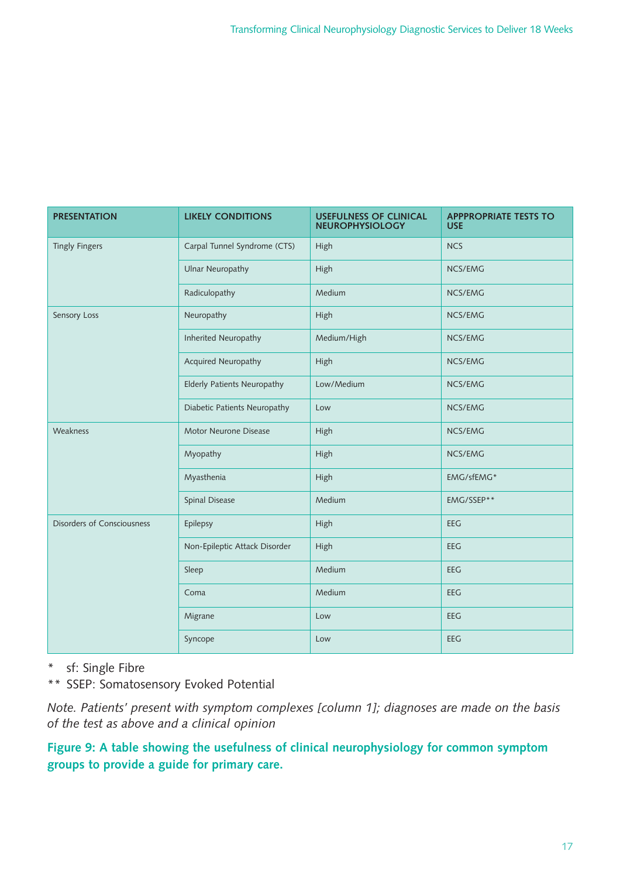| PRESENTATION | LIKELY CONDITIONS | USEFULNESS OF CLINICAL NEUROPHYSIOLOGY | APPPROPRIATE TESTS TO USE |
|---|---|---|---|
| Tingly Fingers | Carpal Tunnel Syndrome (CTS) | High | NCS |
| | Ulnar Neuropathy | High | NCS/EMG |
| | Radiculopathy | Medium | NCS/EMG |
| Sensory Loss | Neuropathy | High | NCS/EMG |
| | Inherited Neuropathy | Medium/High | NCS/EMG |
| | Acquired Neuropathy | High | NCS/EMG |
| | Elderly Patients Neuropathy | Low/Medium | NCS/EMG |
| | Diabetic Patients Neuropathy | Low | NCS/EMG |
| Weakness | Motor Neurone Disease | High | NCS/EMG |
| | Myopathy | High | NCS/EMG |
| | Myasthenia | High | EMG/sfEMG* |
| | Spinal Disease | Medium | EMG/SSEP** |
| Disorders of Consciousness | Epilepsy | High | EEG |
| | Non-Epileptic Attack Disorder | High | EEG |
| | Sleep | Medium | EEG |
| | Coma | Medium | EEG |
| | Migrane | Low | EEG |
| | Syncope | Low | EEG |

\* sf: Single Fibre

** SSEP: Somatosensory Evoked Potential

*Note. Patients' present with symptom complexes [column 1]; diagnoses are made on the basis of the test as above and a clinical opinion*

**Figure 9: A table showing the usefulness of clinical neurophysiology for common symptom groups to provide a guide for primary care.**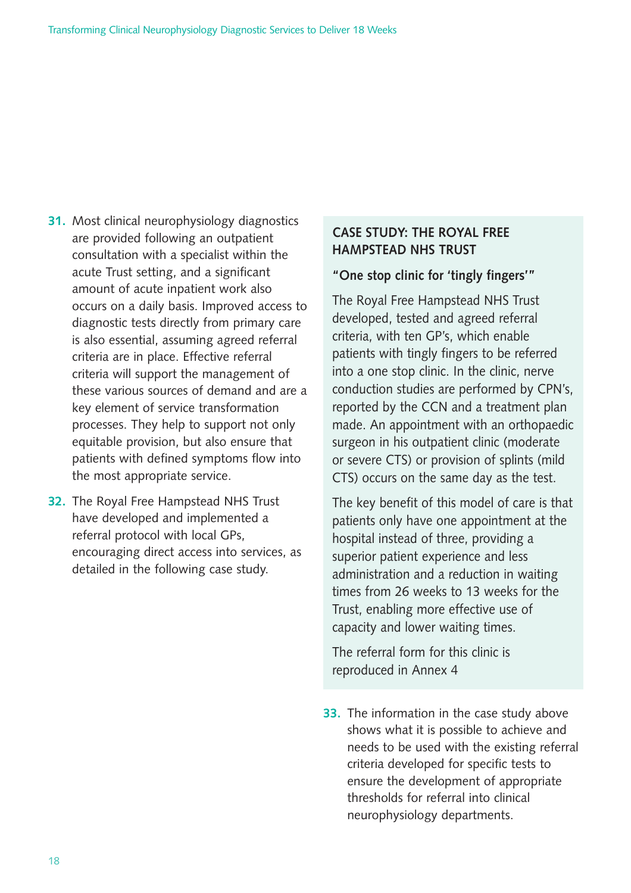31. Most clinical neurophysiology diagnostics are provided following an outpatient consultation with a specialist within the acute Trust setting, and a significant amount of acute inpatient work also occurs on a daily basis. Improved access to diagnostic tests directly from primary care is also essential, assuming agreed referral criteria are in place. Effective referral criteria will support the management of these various sources of demand and are a key element of service transformation processes. They help to support not only equitable provision, but also ensure that patients with defined symptoms flow into the most appropriate service.

32. The Royal Free Hampstead NHS Trust have developed and implemented a referral protocol with local GPs, encouraging direct access into services, as detailed in the following case study.

### CASE STUDY: THE ROYAL FREE HAMPSTEAD NHS TRUST

**"One stop clinic for 'tingly fingers'"**

The Royal Free Hampstead NHS Trust developed, tested and agreed referral criteria, with ten GP's, which enable patients with tingly fingers to be referred into a one stop clinic. In the clinic, nerve conduction studies are performed by CPN's, reported by the CCN and a treatment plan made. An appointment with an orthopaedic surgeon in his outpatient clinic (moderate or severe CTS) or provision of splints (mild CTS) occurs on the same day as the test.

The key benefit of this model of care is that patients only have one appointment at the hospital instead of three, providing a superior patient experience and less administration and a reduction in waiting times from 26 weeks to 13 weeks for the Trust, enabling more effective use of capacity and lower waiting times.

The referral form for this clinic is reproduced in Annex 4

33. The information in the case study above shows what it is possible to achieve and needs to be used with the existing referral criteria developed for specific tests to ensure the development of appropriate thresholds for referral into clinical neurophysiology departments.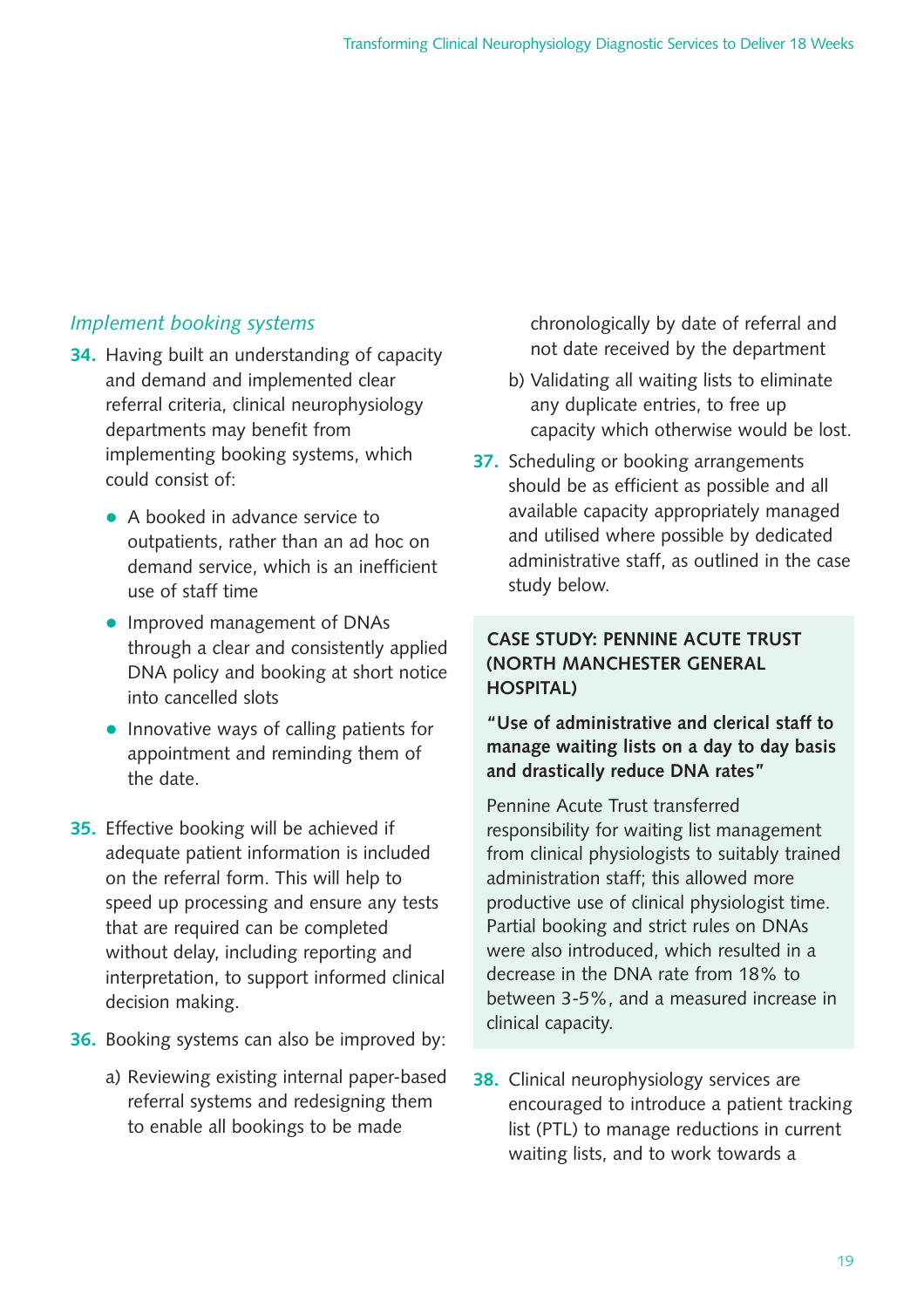### *Implement booking systems*

**34.** Having built an understanding of capacity and demand and implemented clear referral criteria, clinical neurophysiology departments may benefit from implementing booking systems, which could consist of:

- A booked in advance service to outpatients, rather than an ad hoc on demand service, which is an inefficient use of staff time
- Improved management of DNAs through a clear and consistently applied DNA policy and booking at short notice into cancelled slots
- Innovative ways of calling patients for appointment and reminding them of the date.

**35.** Effective booking will be achieved if adequate patient information is included on the referral form. This will help to speed up processing and ensure any tests that are required can be completed without delay, including reporting and interpretation, to support informed clinical decision making.

**36.** Booking systems can also be improved by:

a) Reviewing existing internal paper-based referral systems and redesigning them to enable all bookings to be made chronologically by date of referral and not date received by the department

b) Validating all waiting lists to eliminate any duplicate entries, to free up capacity which otherwise would be lost.

**37.** Scheduling or booking arrangements should be as efficient as possible and all available capacity appropriately managed and utilised where possible by dedicated administrative staff, as outlined in the case study below.

> **CASE STUDY: PENNINE ACUTE TRUST (NORTH MANCHESTER GENERAL HOSPITAL)**
>
> **"Use of administrative and clerical staff to manage waiting lists on a day to day basis and drastically reduce DNA rates"**
>
> Pennine Acute Trust transferred responsibility for waiting list management from clinical physiologists to suitably trained administration staff; this allowed more productive use of clinical physiologist time. Partial booking and strict rules on DNAs were also introduced, which resulted in a decrease in the DNA rate from 18% to between 3-5%, and a measured increase in clinical capacity.

**38.** Clinical neurophysiology services are encouraged to introduce a patient tracking list (PTL) to manage reductions in current waiting lists, and to work towards a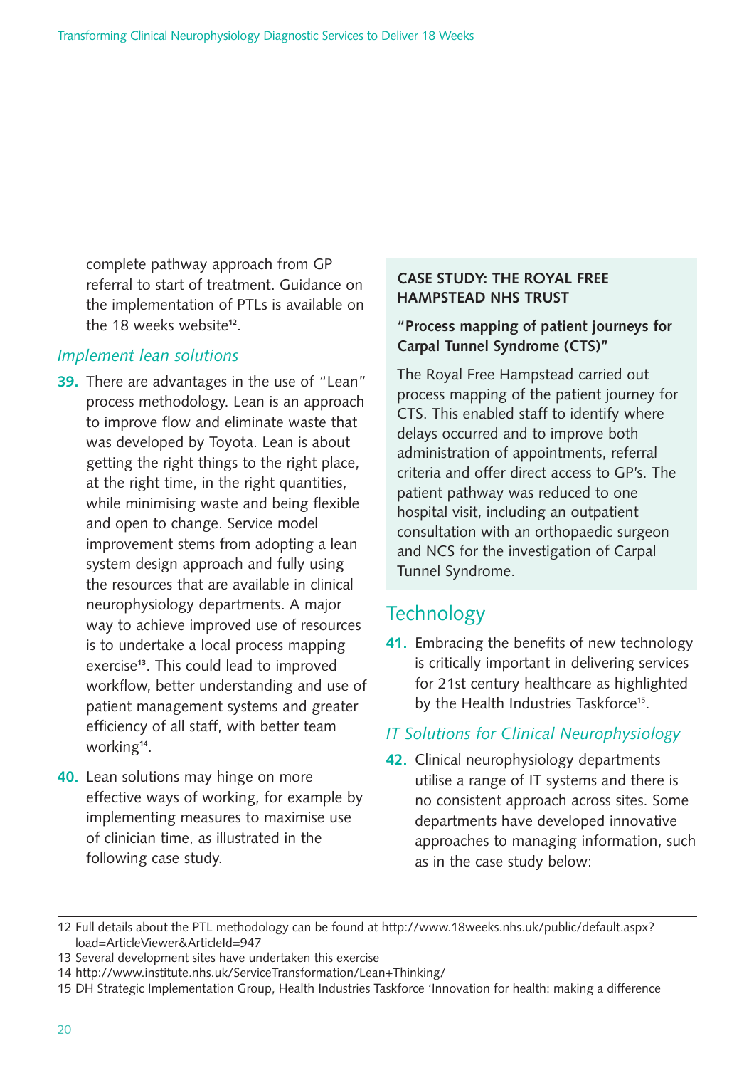complete pathway approach from GP referral to start of treatment. Guidance on the implementation of PTLs is available on the 18 weeks website[12].

### *Implement lean solutions*

**39.** There are advantages in the use of "Lean" process methodology. Lean is an approach to improve flow and eliminate waste that was developed by Toyota. Lean is about getting the right things to the right place, at the right time, in the right quantities, while minimising waste and being flexible and open to change. Service model improvement stems from adopting a lean system design approach and fully using the resources that are available in clinical neurophysiology departments. A major way to achieve improved use of resources is to undertake a local process mapping exercise[13]. This could lead to improved workflow, better understanding and use of patient management systems and greater efficiency of all staff, with better team working[14].

**40.** Lean solutions may hinge on more effective ways of working, for example by implementing measures to maximise use of clinician time, as illustrated in the following case study.

**CASE STUDY: THE ROYAL FREE HAMPSTEAD NHS TRUST**

**"Process mapping of patient journeys for Carpal Tunnel Syndrome (CTS)"**

The Royal Free Hampstead carried out process mapping of the patient journey for CTS. This enabled staff to identify where delays occurred and to improve both administration of appointments, referral criteria and offer direct access to GP's. The patient pathway was reduced to one hospital visit, including an outpatient consultation with an orthopaedic surgeon and NCS for the investigation of Carpal Tunnel Syndrome.

## Technology

**41.** Embracing the benefits of new technology is critically important in delivering services for 21st century healthcare as highlighted by the Health Industries Taskforce[15].

### *IT Solutions for Clinical Neurophysiology*

**42.** Clinical neurophysiology departments utilise a range of IT systems and there is no consistent approach across sites. Some departments have developed innovative approaches to managing information, such as in the case study below:

---

12 Full details about the PTL methodology can be found at http://www.18weeks.nhs.uk/public/default.aspx?load=ArticleViewer&ArticleId=947

13 Several development sites have undertaken this exercise

14 http://www.institute.nhs.uk/ServiceTransformation/Lean+Thinking/

15 DH Strategic Implementation Group, Health Industries Taskforce 'Innovation for health: making a difference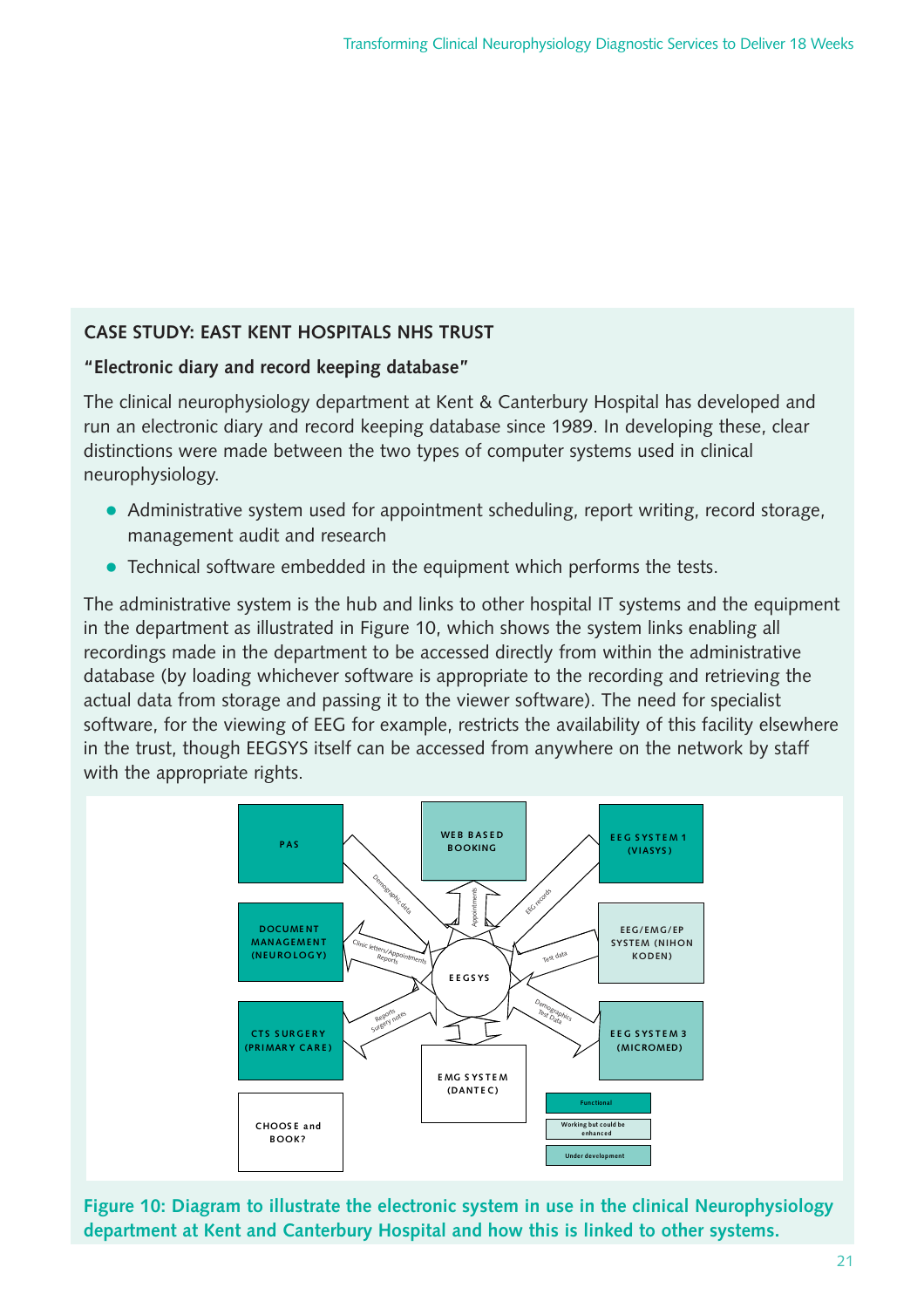## CASE STUDY: EAST KENT HOSPITALS NHS TRUST

### "Electronic diary and record keeping database"

The clinical neurophysiology department at Kent & Canterbury Hospital has developed and run an electronic diary and record keeping database since 1989. In developing these, clear distinctions were made between the two types of computer systems used in clinical neurophysiology.

- Administrative system used for appointment scheduling, report writing, record storage, management audit and research
- Technical software embedded in the equipment which performs the tests.

The administrative system is the hub and links to other hospital IT systems and the equipment in the department as illustrated in Figure 10, which shows the system links enabling all recordings made in the department to be accessed directly from within the administrative database (by loading whichever software is appropriate to the recording and retrieving the actual data from storage and passing it to the viewer software). The need for specialist software, for the viewing of EEG for example, restricts the availability of this facility elsewhere in the trust, though EEGSYS itself can be accessed from anywhere on the network by staff with the appropriate rights.

**Figure 10: Diagram to illustrate the electronic system in use in the clinical Neurophysiology department at Kent and Canterbury Hospital and how this is linked to other systems.**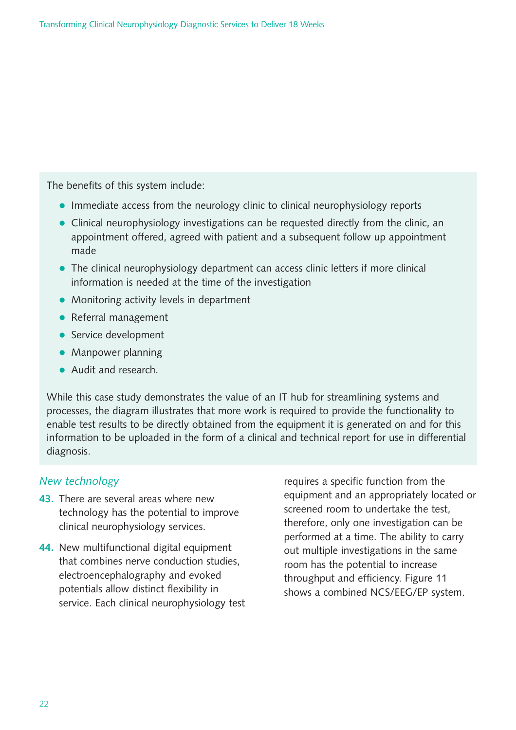The benefits of this system include:

- Immediate access from the neurology clinic to clinical neurophysiology reports
- Clinical neurophysiology investigations can be requested directly from the clinic, an appointment offered, agreed with patient and a subsequent follow up appointment made
- The clinical neurophysiology department can access clinic letters if more clinical information is needed at the time of the investigation
- Monitoring activity levels in department
- Referral management
- Service development
- Manpower planning
- Audit and research.

While this case study demonstrates the value of an IT hub for streamlining systems and processes, the diagram illustrates that more work is required to provide the functionality to enable test results to be directly obtained from the equipment it is generated on and for this information to be uploaded in the form of a clinical and technical report for use in differential diagnosis.

### *New technology*

**43.** There are several areas where new technology has the potential to improve clinical neurophysiology services.

**44.** New multifunctional digital equipment that combines nerve conduction studies, electroencephalography and evoked potentials allow distinct flexibility in service. Each clinical neurophysiology test requires a specific function from the equipment and an appropriately located or screened room to undertake the test, therefore, only one investigation can be performed at a time. The ability to carry out multiple investigations in the same room has the potential to increase throughput and efficiency. Figure 11 shows a combined NCS/EEG/EP system.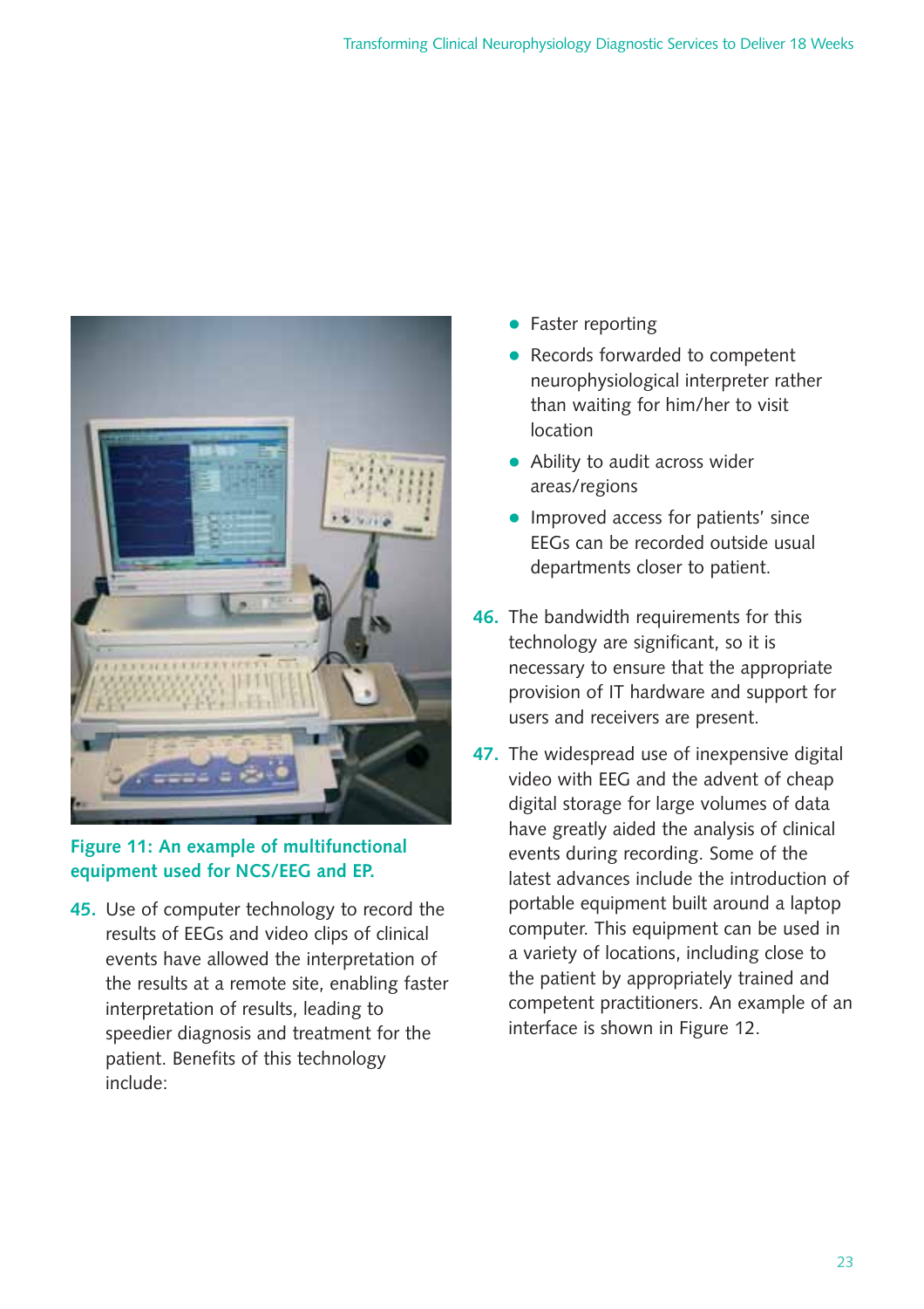**Figure 11: An example of multifunctional equipment used for NCS/EEG and EP.**

**45.** Use of computer technology to record the results of EEGs and video clips of clinical events have allowed the interpretation of the results at a remote site, enabling faster interpretation of results, leading to speedier diagnosis and treatment for the patient. Benefits of this technology include:

- Faster reporting
- Records forwarded to competent neurophysiological interpreter rather than waiting for him/her to visit location
- Ability to audit across wider areas/regions
- Improved access for patients' since EEGs can be recorded outside usual departments closer to patient.

**46.** The bandwidth requirements for this technology are significant, so it is necessary to ensure that the appropriate provision of IT hardware and support for users and receivers are present.

**47.** The widespread use of inexpensive digital video with EEG and the advent of cheap digital storage for large volumes of data have greatly aided the analysis of clinical events during recording. Some of the latest advances include the introduction of portable equipment built around a laptop computer. This equipment can be used in a variety of locations, including close to the patient by appropriately trained and competent practitioners. An example of an interface is shown in Figure 12.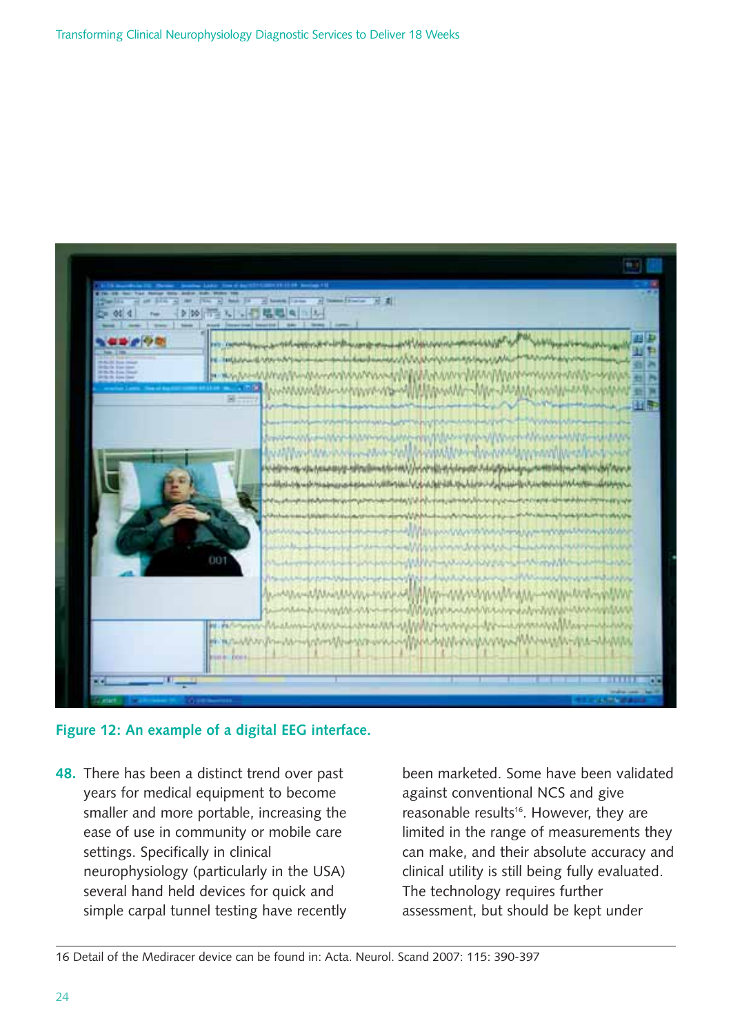**Figure 12: An example of a digital EEG interface.**

**48.** There has been a distinct trend over past years for medical equipment to become smaller and more portable, increasing the ease of use in community or mobile care settings. Specifically in clinical neurophysiology (particularly in the USA) several hand held devices for quick and simple carpal tunnel testing have recently been marketed. Some have been validated against conventional NCS and give reasonable results[16]. However, they are limited in the range of measurements they can make, and their absolute accuracy and clinical utility is still being fully evaluated. The technology requires further assessment, but should be kept under

16 Detail of the Mediracer device can be found in: Acta. Neurol. Scand 2007: 115: 390-397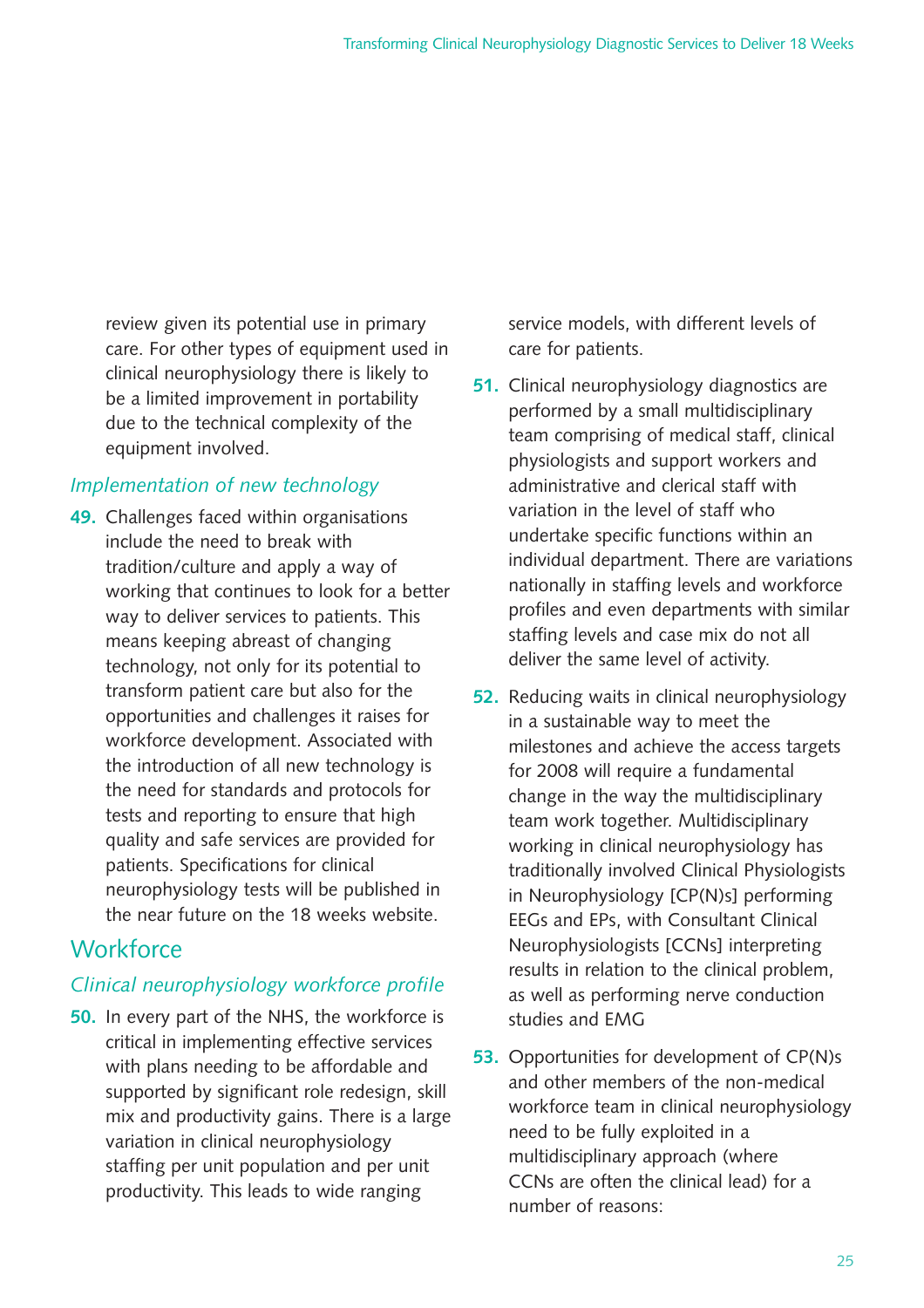review given its potential use in primary care. For other types of equipment used in clinical neurophysiology there is likely to be a limited improvement in portability due to the technical complexity of the equipment involved.

### *Implementation of new technology*

**49.** Challenges faced within organisations include the need to break with tradition/culture and apply a way of working that continues to look for a better way to deliver services to patients. This means keeping abreast of changing technology, not only for its potential to transform patient care but also for the opportunities and challenges it raises for workforce development. Associated with the introduction of all new technology is the need for standards and protocols for tests and reporting to ensure that high quality and safe services are provided for patients. Specifications for clinical neurophysiology tests will be published in the near future on the 18 weeks website.

## Workforce

### *Clinical neurophysiology workforce profile*

**50.** In every part of the NHS, the workforce is critical in implementing effective services with plans needing to be affordable and supported by significant role redesign, skill mix and productivity gains. There is a large variation in clinical neurophysiology staffing per unit population and per unit productivity. This leads to wide ranging service models, with different levels of care for patients.

**51.** Clinical neurophysiology diagnostics are performed by a small multidisciplinary team comprising of medical staff, clinical physiologists and support workers and administrative and clerical staff with variation in the level of staff who undertake specific functions within an individual department. There are variations nationally in staffing levels and workforce profiles and even departments with similar staffing levels and case mix do not all deliver the same level of activity.

**52.** Reducing waits in clinical neurophysiology in a sustainable way to meet the milestones and achieve the access targets for 2008 will require a fundamental change in the way the multidisciplinary team work together. Multidisciplinary working in clinical neurophysiology has traditionally involved Clinical Physiologists in Neurophysiology [CP(N)s] performing EEGs and EPs, with Consultant Clinical Neurophysiologists [CCNs] interpreting results in relation to the clinical problem, as well as performing nerve conduction studies and EMG

**53.** Opportunities for development of CP(N)s and other members of the non-medical workforce team in clinical neurophysiology need to be fully exploited in a multidisciplinary approach (where CCNs are often the clinical lead) for a number of reasons: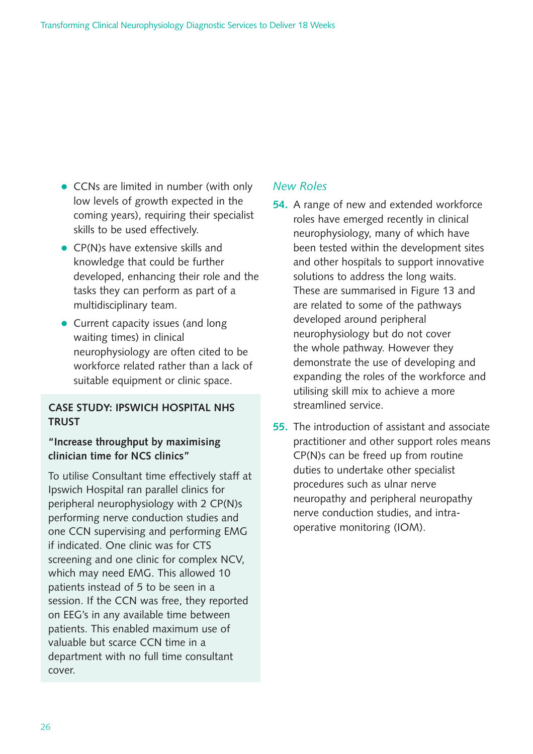- CCNs are limited in number (with only low levels of growth expected in the coming years), requiring their specialist skills to be used effectively.
- CP(N)s have extensive skills and knowledge that could be further developed, enhancing their role and the tasks they can perform as part of a multidisciplinary team.
- Current capacity issues (and long waiting times) in clinical neurophysiology are often cited to be workforce related rather than a lack of suitable equipment or clinic space.

**CASE STUDY: IPSWICH HOSPITAL NHS TRUST**

**"Increase throughput by maximising clinician time for NCS clinics"**

To utilise Consultant time effectively staff at Ipswich Hospital ran parallel clinics for peripheral neurophysiology with 2 CP(N)s performing nerve conduction studies and one CCN supervising and performing EMG if indicated. One clinic was for CTS screening and one clinic for complex NCV, which may need EMG. This allowed 10 patients instead of 5 to be seen in a session. If the CCN was free, they reported on EEG's in any available time between patients. This enabled maximum use of valuable but scarce CCN time in a department with no full time consultant cover.

### *New Roles*

**54.** A range of new and extended workforce roles have emerged recently in clinical neurophysiology, many of which have been tested within the development sites and other hospitals to support innovative solutions to address the long waits. These are summarised in Figure 13 and are related to some of the pathways developed around peripheral neurophysiology but do not cover the whole pathway. However they demonstrate the use of developing and expanding the roles of the workforce and utilising skill mix to achieve a more streamlined service.

**55.** The introduction of assistant and associate practitioner and other support roles means CP(N)s can be freed up from routine duties to undertake other specialist procedures such as ulnar nerve neuropathy and peripheral neuropathy nerve conduction studies, and intra-operative monitoring (IOM).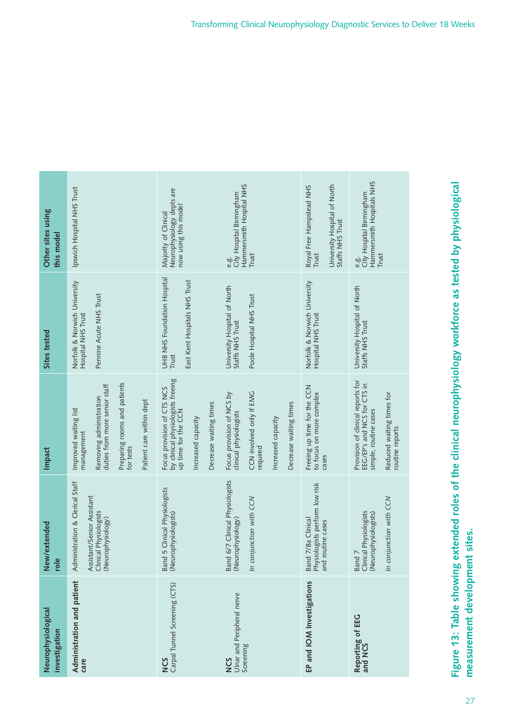| Neurophysiological investigation | New/extended role | Impact | Sites tested | Other sites using this model |
|---|---|---|---|---|
| **Administration and patient care** | Administration & Clerical Staff<br><br>Assistant/Senior Assistant Clinical Physiologists (Neurophysiology) | Improved waiting list management<br><br>Removing administration duties from more senior staff<br><br>Preparing rooms and patients for tests<br><br>Patient care within dept | Norfolk & Norwich University Hospital NHS Trust<br><br>Pennine Acute NHS Trust | Ipswich Hospital NHS Trust |
| **NCS**<br>Carpal Tunnel Screening (CTS) | Band 5 Clinical Physiologists (Neurophysiologists) | Focus provision of CTS NCS by clinical physiologists freeing up time for the CCN<br><br>Increased capacity<br><br>Decrease waiting times | UHB NHS Foundation Hospital Trust<br><br>East Kent Hospitals NHS Trust | Majority of Clinical Neurophysiology depts are now using this model |
| **NCS**<br>Ulnar and Peripheral nerve Screening | Band 6/7 Clinical Physiologists (Neurophysiology)<br><br>*In conjunction with CCN* | Focus provision of NCS by clinical physiologists<br><br>CCN involved only if EMG required<br><br>Increased capacity<br><br>Decrease waiting times | University Hospital of North Staffs NHS Trust<br><br>Poole Hospital NHS Trust | e.g.<br>City Hospital Birmingham<br>Hammersmith Hospital NHS Trust |
| **EP and IOM Investigations** | Band 7/8a Clinical Physiologists perform low risk and routine cases | Freeing up time for the CCN to focus on more complex cases | Norfolk & Norwich University Hospital NHS Trust | Royal Free Hampstead NHS Trust<br><br>University Hospital of North Staffs NHS Trust |
| **Reporting of EEG and NCS** | Band 7<br>Clinical Physiologists (Neurophysiologists)<br><br>*In conjunction with CCN* | Provision of clinical reports for EEG/EP's and NCS for CTS in simple, routine cases<br><br>Reduced waiting times for routine reports | University Hospital of North Staffs NHS Trust | e.g.<br>City Hospital Birmingham<br>Hammersmith Hospitals NHS Trust |

**Figure 13: Table showing extended roles of the clinical neurophysiology workforce as tested by physiological measurement development sites.**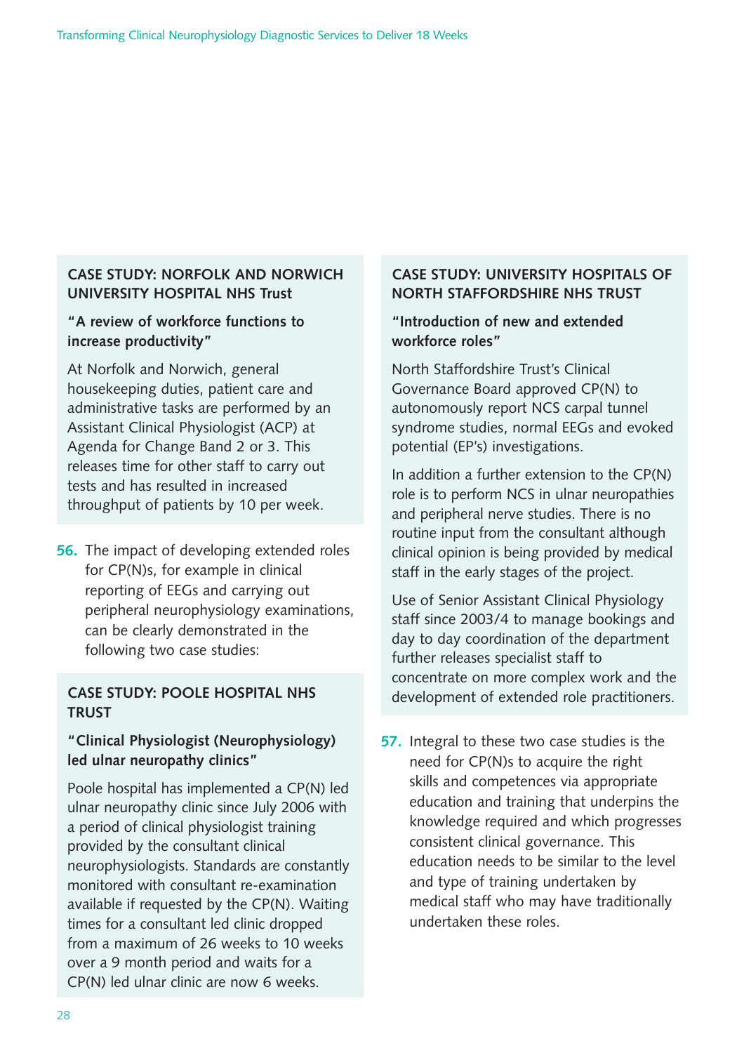### CASE STUDY: NORFOLK AND NORWICH UNIVERSITY HOSPITAL NHS Trust

**"A review of workforce functions to increase productivity"**

At Norfolk and Norwich, general housekeeping duties, patient care and administrative tasks are performed by an Assistant Clinical Physiologist (ACP) at Agenda for Change Band 2 or 3. This releases time for other staff to carry out tests and has resulted in increased throughput of patients by 10 per week.

**56.** The impact of developing extended roles for CP(N)s, for example in clinical reporting of EEGs and carrying out peripheral neurophysiology examinations, can be clearly demonstrated in the following two case studies:

### CASE STUDY: POOLE HOSPITAL NHS TRUST

**"Clinical Physiologist (Neurophysiology) led ulnar neuropathy clinics"**

Poole hospital has implemented a CP(N) led ulnar neuropathy clinic since July 2006 with a period of clinical physiologist training provided by the consultant clinical neurophysiologists. Standards are constantly monitored with consultant re-examination available if requested by the CP(N). Waiting times for a consultant led clinic dropped from a maximum of 26 weeks to 10 weeks over a 9 month period and waits for a CP(N) led ulnar clinic are now 6 weeks.

### CASE STUDY: UNIVERSITY HOSPITALS OF NORTH STAFFORDSHIRE NHS TRUST

**"Introduction of new and extended workforce roles"**

North Staffordshire Trust's Clinical Governance Board approved CP(N) to autonomously report NCS carpal tunnel syndrome studies, normal EEGs and evoked potential (EP's) investigations.

In addition a further extension to the CP(N) role is to perform NCS in ulnar neuropathies and peripheral nerve studies. There is no routine input from the consultant although clinical opinion is being provided by medical staff in the early stages of the project.

Use of Senior Assistant Clinical Physiology staff since 2003/4 to manage bookings and day to day coordination of the department further releases specialist staff to concentrate on more complex work and the development of extended role practitioners.

**57.** Integral to these two case studies is the need for CP(N)s to acquire the right skills and competences via appropriate education and training that underpins the knowledge required and which progresses consistent clinical governance. This education needs to be similar to the level and type of training undertaken by medical staff who may have traditionally undertaken these roles.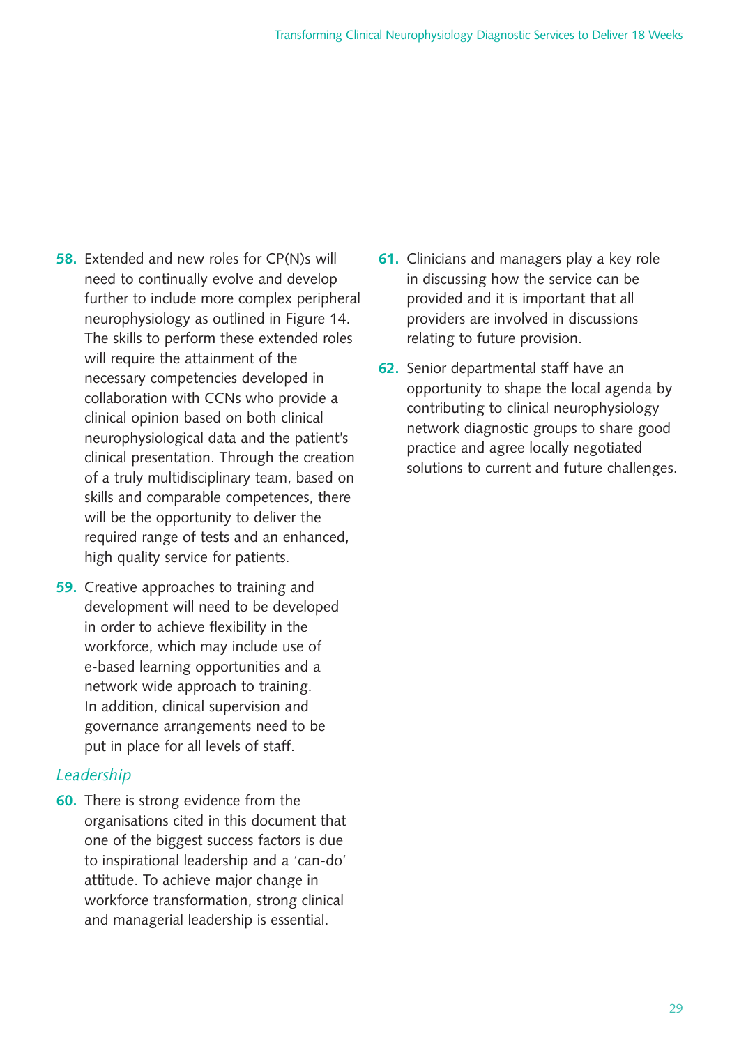58. Extended and new roles for CP(N)s will need to continually evolve and develop further to include more complex peripheral neurophysiology as outlined in Figure 14. The skills to perform these extended roles will require the attainment of the necessary competencies developed in collaboration with CCNs who provide a clinical opinion based on both clinical neurophysiological data and the patient's clinical presentation. Through the creation of a truly multidisciplinary team, based on skills and comparable competences, there will be the opportunity to deliver the required range of tests and an enhanced, high quality service for patients.

59. Creative approaches to training and development will need to be developed in order to achieve flexibility in the workforce, which may include use of e-based learning opportunities and a network wide approach to training. In addition, clinical supervision and governance arrangements need to be put in place for all levels of staff.

### *Leadership*

60. There is strong evidence from the organisations cited in this document that one of the biggest success factors is due to inspirational leadership and a 'can-do' attitude. To achieve major change in workforce transformation, strong clinical and managerial leadership is essential.

61. Clinicians and managers play a key role in discussing how the service can be provided and it is important that all providers are involved in discussions relating to future provision.

62. Senior departmental staff have an opportunity to shape the local agenda by contributing to clinical neurophysiology network diagnostic groups to share good practice and agree locally negotiated solutions to current and future challenges.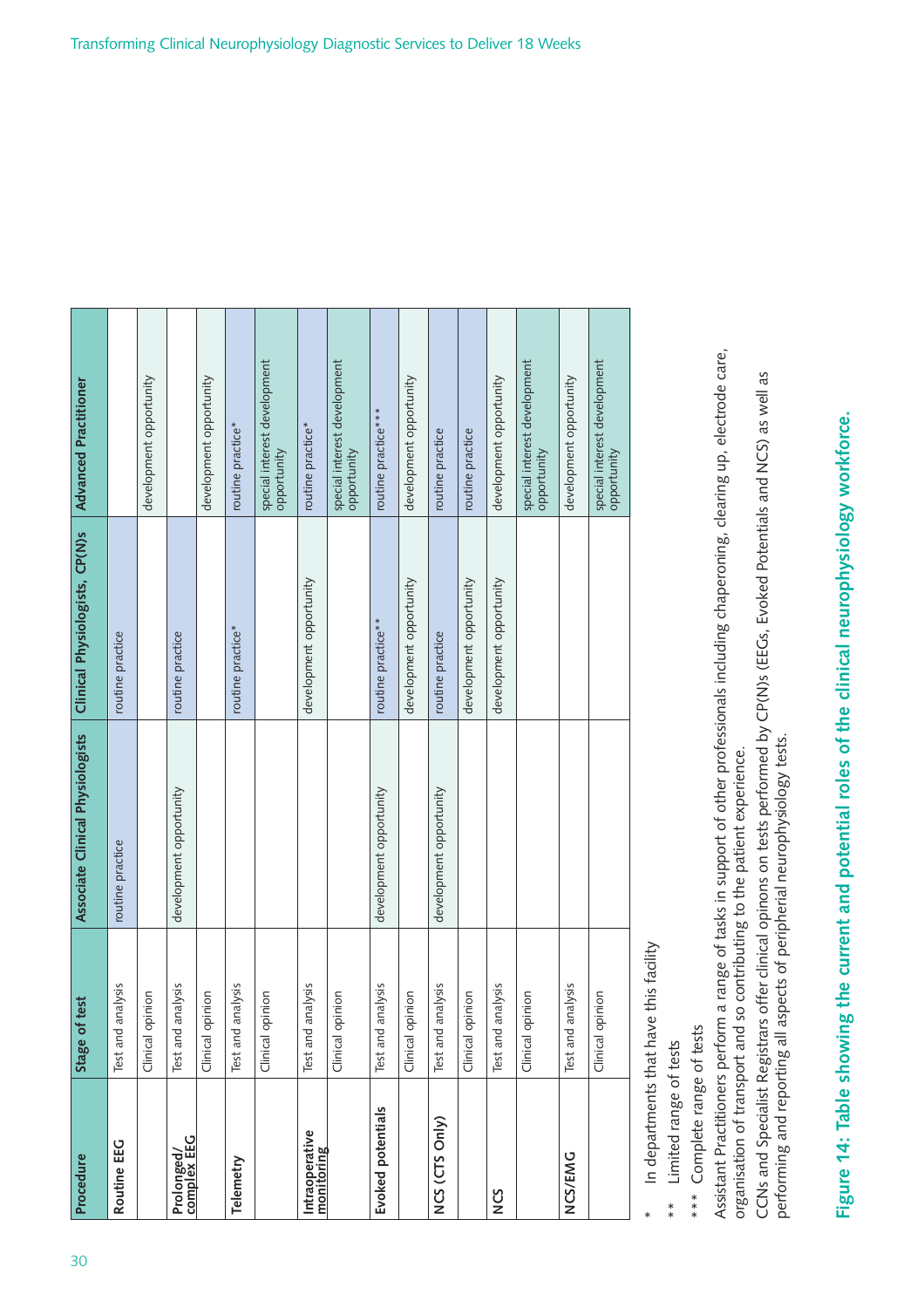| Procedure | Stage of test | Associate Clinical Physiologists | Clinical Physiologists, CP(N)s | Advanced Practitioner |
|---|---|---|---|---|
| **Routine EEG** | Test and analysis | routine practice | routine practice | |
| | Clinical opinion | | | development opportunity |
| **Prolonged/ complex EEG** | Test and analysis | development opportunity | routine practice | |
| | Clinical opinion | | | development opportunity |
| **Telemetry** | Test and analysis | | routine practice* | routine practice* |
| | Clinical opinion | | | special interest development opportunity |
| **Intraoperative monitoring** | Test and analysis | | development opportunity | routine practice* |
| | Clinical opinion | | | special interest development opportunity |
| **Evoked potentials** | Test and analysis | development opportunity | routine practice** | routine practice*** |
| | Clinical opinion | | development opportunity | development opportunity |
| **NCS (CTS Only)** | Test and analysis | development opportunity | routine practice | routine practice |
| | Clinical opinion | | development opportunity | routine practice |
| **NCS** | Test and analysis | | development opportunity | development opportunity |
| | Clinical opinion | | | special interest development opportunity |
| **NCS/EMG** | Test and analysis | | | development opportunity |
| | Clinical opinion | | | special interest development opportunity |

\* In departments that have this facility

\** Limited range of tests

\*** Complete range of tests

Assistant Practitioners perform a range of tasks in support of other professionals including chaperoning, clearing up, electrode care, organisation of transport and so contributing to the patient experience.

CCNs and Specialist Registrars offer clinical opinons on tests performed by CP(N)s (EEGs, Evoked Potentials and NCS) as well as performing and reporting all aspects of peripherial neurophysiology tests.

**Figure 14: Table showing the current and potential roles of the clinical neurophysiology workforce.**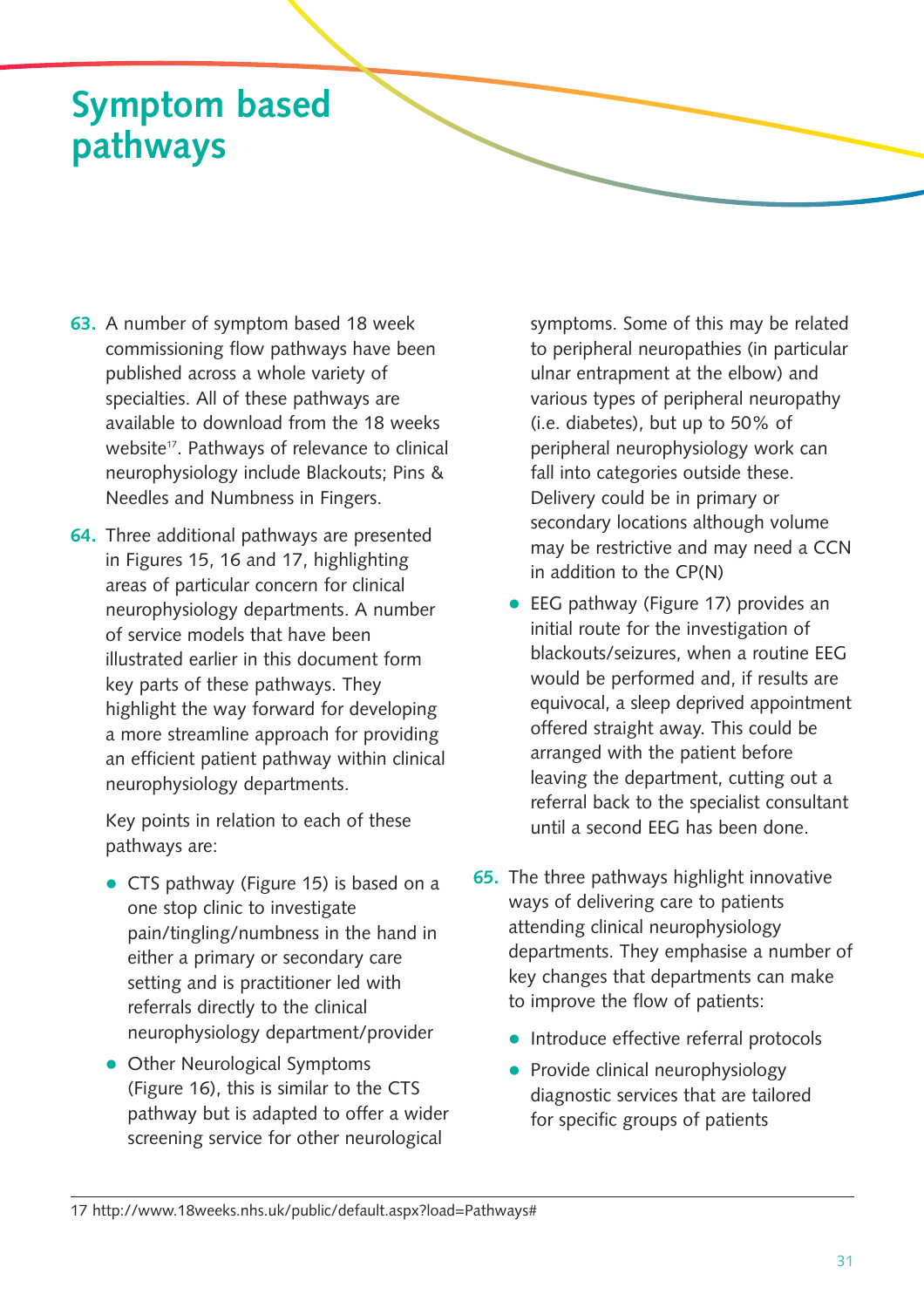# Symptom based pathways

**63.** A number of symptom based 18 week commissioning flow pathways have been published across a whole variety of specialties. All of these pathways are available to download from the 18 weeks website[17]. Pathways of relevance to clinical neurophysiology include Blackouts; Pins & Needles and Numbness in Fingers.

**64.** Three additional pathways are presented in Figures 15, 16 and 17, highlighting areas of particular concern for clinical neurophysiology departments. A number of service models that have been illustrated earlier in this document form key parts of these pathways. They highlight the way forward for developing a more streamline approach for providing an efficient patient pathway within clinical neurophysiology departments.

Key points in relation to each of these pathways are:

- CTS pathway (Figure 15) is based on a one stop clinic to investigate pain/tingling/numbness in the hand in either a primary or secondary care setting and is practitioner led with referrals directly to the clinical neurophysiology department/provider
- Other Neurological Symptoms (Figure 16), this is similar to the CTS pathway but is adapted to offer a wider screening service for other neurological symptoms. Some of this may be related to peripheral neuropathies (in particular ulnar entrapment at the elbow) and various types of peripheral neuropathy (i.e. diabetes), but up to 50% of peripheral neurophysiology work can fall into categories outside these. Delivery could be in primary or secondary locations although volume may be restrictive and may need a CCN in addition to the CP(N)
- EEG pathway (Figure 17) provides an initial route for the investigation of blackouts/seizures, when a routine EEG would be performed and, if results are equivocal, a sleep deprived appointment offered straight away. This could be arranged with the patient before leaving the department, cutting out a referral back to the specialist consultant until a second EEG has been done.

**65.** The three pathways highlight innovative ways of delivering care to patients attending clinical neurophysiology departments. They emphasise a number of key changes that departments can make to improve the flow of patients:

- Introduce effective referral protocols
- Provide clinical neurophysiology diagnostic services that are tailored for specific groups of patients

17 http://www.18weeks.nhs.uk/public/default.aspx?load=Pathways#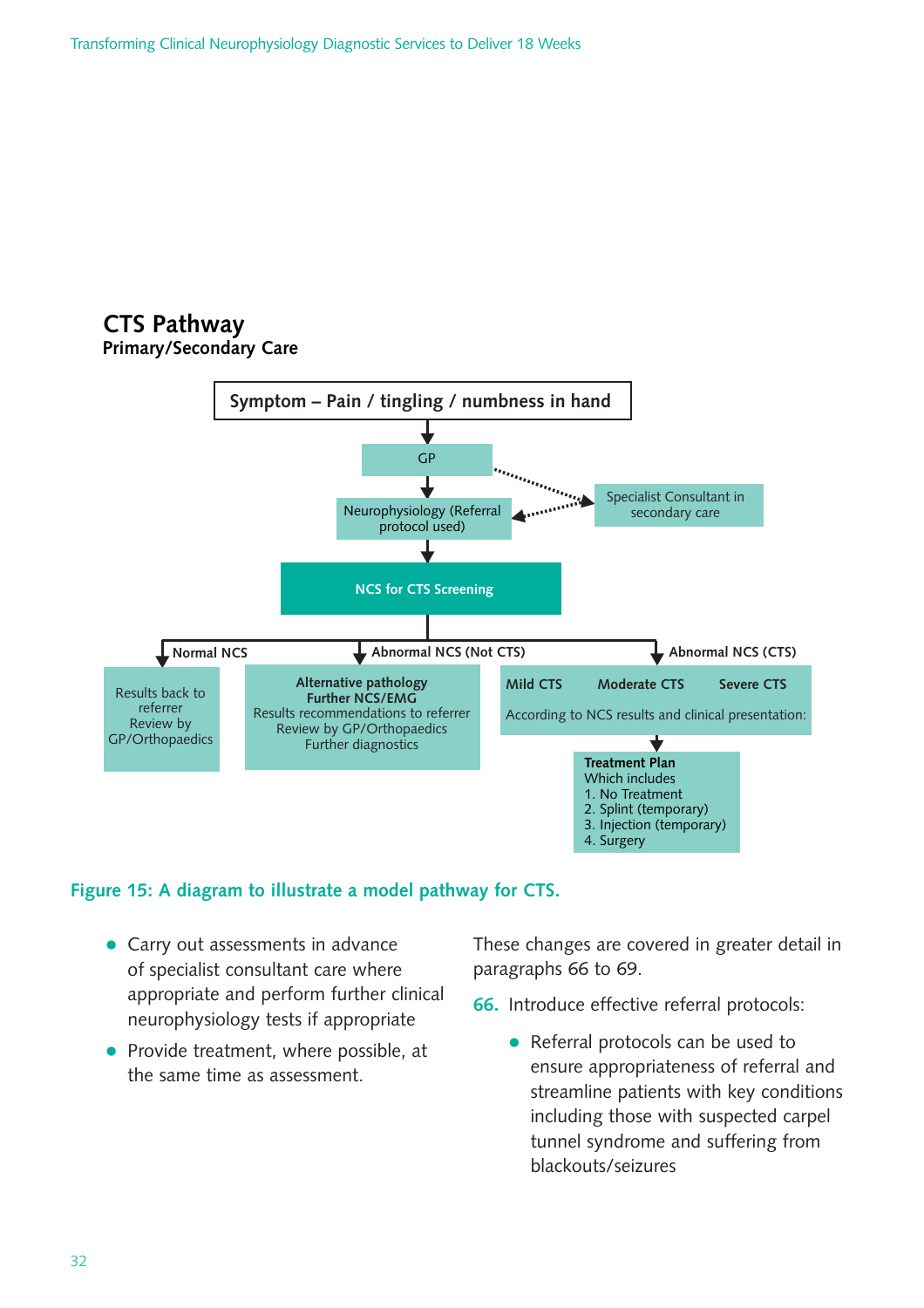## CTS Pathway

**Primary/Secondary Care**

**Symptom – Pain / tingling / numbness in hand**

↓

GP ⇢ Specialist Consultant in secondary care

↓

Neurophysiology (Referral protocol used) ⇠ Specialist Consultant in secondary care

↓

**NCS for CTS Screening**

- **Normal NCS**
  - Results back to referrer
  - Review by GP/Orthopaedics
- **Abnormal NCS (Not CTS)**
  - **Alternative pathology**
  - **Further NCS/EMG**
  - Results recommendations to referrer
  - Review by GP/Orthopaedics
  - Further diagnostics
- **Abnormal NCS (CTS)**
  - **Mild CTS** **Moderate CTS** **Severe CTS**
  - According to NCS results and clinical presentation:
  - ↓
  - **Treatment Plan**
    Which includes
    1. No Treatment
    2. Splint (temporary)
    3. Injection (temporary)
    4. Surgery

**Figure 15: A diagram to illustrate a model pathway for CTS.**

- Carry out assessments in advance of specialist consultant care where appropriate and perform further clinical neurophysiology tests if appropriate
- Provide treatment, where possible, at the same time as assessment.

These changes are covered in greater detail in paragraphs 66 to 69.

66. Introduce effective referral protocols:

   - Referral protocols can be used to ensure appropriateness of referral and streamline patients with key conditions including those with suspected carpel tunnel syndrome and suffering from blackouts/seizures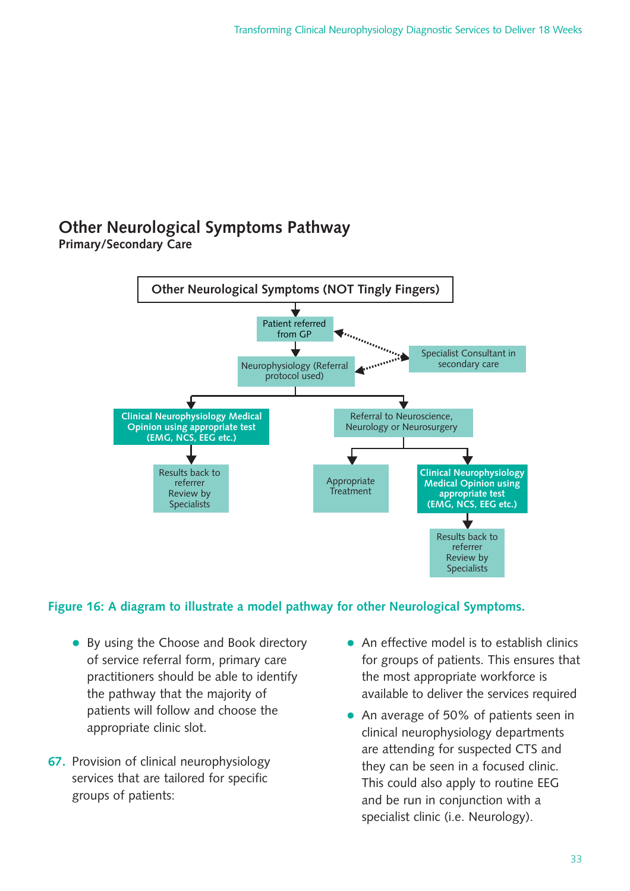## Other Neurological Symptoms Pathway

**Primary/Secondary Care**

**Other Neurological Symptoms (NOT Tingly Fingers)**

- Patient referred from GP ↔ Specialist Consultant in secondary care
- Neurophysiology (Referral protocol used) ↔ Specialist Consultant in secondary care
  - **Clinical Neurophysiology Medical Opinion using appropriate test (EMG, NCS, EEG etc.)**
    - Results back to referrer Review by Specialists
  - Referral to Neuroscience, Neurology or Neurosurgery
    - Appropriate Treatment
    - **Clinical Neurophysiology Medical Opinion using appropriate test (EMG, NCS, EEG etc.)**
      - Results back to referrer Review by Specialists

**Figure 16: A diagram to illustrate a model pathway for other Neurological Symptoms.**

- By using the Choose and Book directory of service referral form, primary care practitioners should be able to identify the pathway that the majority of patients will follow and choose the appropriate clinic slot.

**67.** Provision of clinical neurophysiology services that are tailored for specific groups of patients:

- An effective model is to establish clinics for groups of patients. This ensures that the most appropriate workforce is available to deliver the services required
- An average of 50% of patients seen in clinical neurophysiology departments are attending for suspected CTS and they can be seen in a focused clinic. This could also apply to routine EEG and be run in conjunction with a specialist clinic (i.e. Neurology).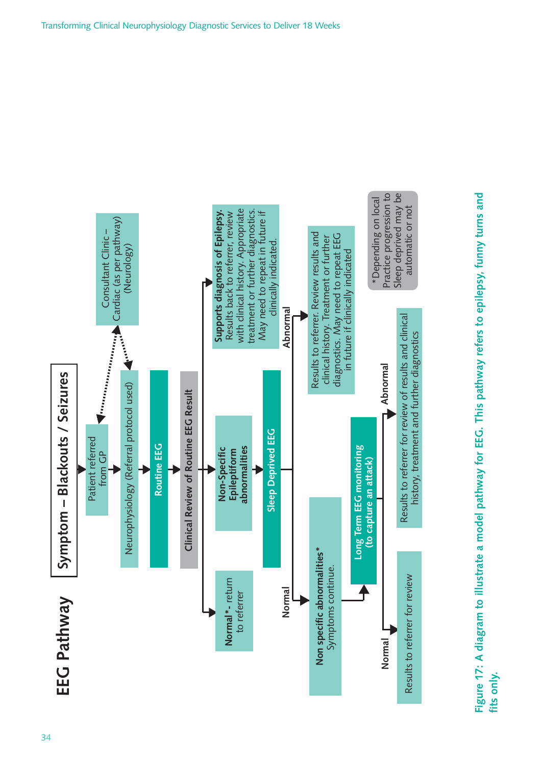# EEG Pathway

## Symptom – Blackouts / Seizures

- Patient referred from GP
  - ↔ Consultant Clinic – Cardiac (as per pathway) (Neurology)
- Neurophysiology (Referral protocol used)
- **Routine EEG**
- **Clinical Review of Routine EEG Result**
  - **Normal*** - return to referrer
  - **Non-Specific Epileptiform abnormalities**
    - **Sleep Deprived EEG**
      - Normal → **Non specific abnormalities*** Symptoms continue.
        - **Long Term EEG monitoring (to capture an attack)**
          - Normal → Results to referrer for review
          - Abnormal → Results to referrer for review of results and clinical history, treatment and further diagnostics
      - Abnormal → Results to referrer. Review results and clinical history. Treatment or further diagnostics. May need to repeat EEG in future if clinically indicated
  - **Supports diagnosis of Epilepsy.** Results back to referrer, review with clinical history. Appropriate treatment or further diagnostics. May need to repeat in future if clinically indicated.

*Depending on local Practice progression to Sleep deprived may be automatic or not

**Figure 17: A diagram to illustrate a model pathway for EEG. This pathway refers to epilepsy, funny turns and fits only.**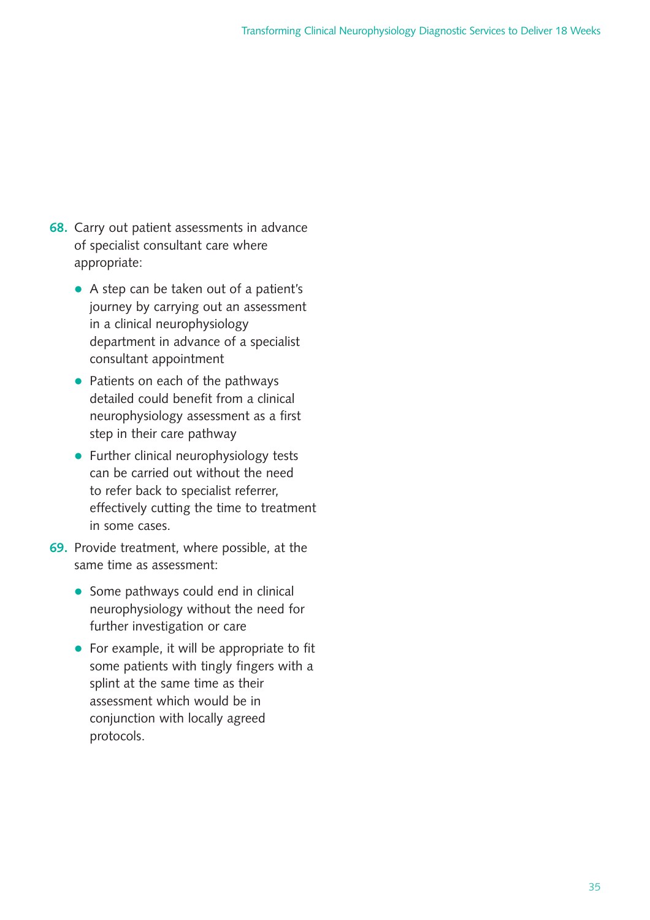68. Carry out patient assessments in advance of specialist consultant care where appropriate:

    - A step can be taken out of a patient's journey by carrying out an assessment in a clinical neurophysiology department in advance of a specialist consultant appointment
    - Patients on each of the pathways detailed could benefit from a clinical neurophysiology assessment as a first step in their care pathway
    - Further clinical neurophysiology tests can be carried out without the need to refer back to specialist referrer, effectively cutting the time to treatment in some cases.

69. Provide treatment, where possible, at the same time as assessment:

    - Some pathways could end in clinical neurophysiology without the need for further investigation or care
    - For example, it will be appropriate to fit some patients with tingly fingers with a splint at the same time as their assessment which would be in conjunction with locally agreed protocols.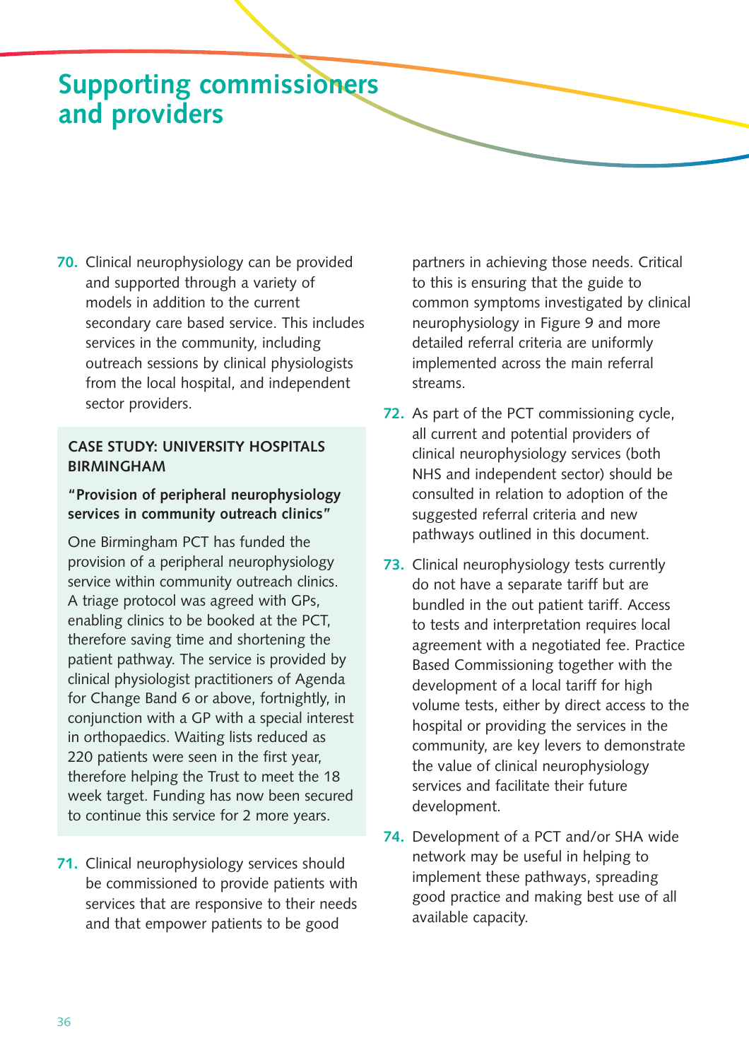# Supporting commissioners and providers

**70.** Clinical neurophysiology can be provided and supported through a variety of models in addition to the current secondary care based service. This includes services in the community, including outreach sessions by clinical physiologists from the local hospital, and independent sector providers.

> **CASE STUDY: UNIVERSITY HOSPITALS BIRMINGHAM**
>
> **"Provision of peripheral neurophysiology services in community outreach clinics"**
>
> One Birmingham PCT has funded the provision of a peripheral neurophysiology service within community outreach clinics. A triage protocol was agreed with GPs, enabling clinics to be booked at the PCT, therefore saving time and shortening the patient pathway. The service is provided by clinical physiologist practitioners of Agenda for Change Band 6 or above, fortnightly, in conjunction with a GP with a special interest in orthopaedics. Waiting lists reduced as 220 patients were seen in the first year, therefore helping the Trust to meet the 18 week target. Funding has now been secured to continue this service for 2 more years.

**71.** Clinical neurophysiology services should be commissioned to provide patients with services that are responsive to their needs and that empower patients to be good partners in achieving those needs. Critical to this is ensuring that the guide to common symptoms investigated by clinical neurophysiology in Figure 9 and more detailed referral criteria are uniformly implemented across the main referral streams.

**72.** As part of the PCT commissioning cycle, all current and potential providers of clinical neurophysiology services (both NHS and independent sector) should be consulted in relation to adoption of the suggested referral criteria and new pathways outlined in this document.

**73.** Clinical neurophysiology tests currently do not have a separate tariff but are bundled in the out patient tariff. Access to tests and interpretation requires local agreement with a negotiated fee. Practice Based Commissioning together with the development of a local tariff for high volume tests, either by direct access to the hospital or providing the services in the community, are key levers to demonstrate the value of clinical neurophysiology services and facilitate their future development.

**74.** Development of a PCT and/or SHA wide network may be useful in helping to implement these pathways, spreading good practice and making best use of all available capacity.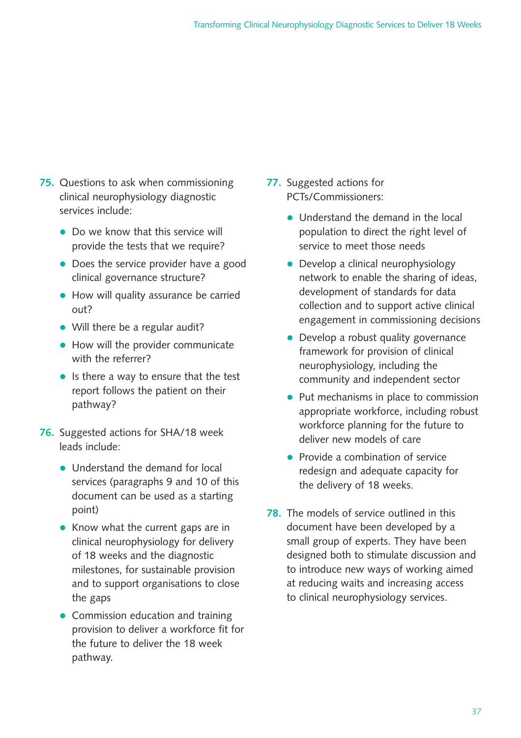**75.** Questions to ask when commissioning clinical neurophysiology diagnostic services include:

- Do we know that this service will provide the tests that we require?
- Does the service provider have a good clinical governance structure?
- How will quality assurance be carried out?
- Will there be a regular audit?
- How will the provider communicate with the referrer?
- Is there a way to ensure that the test report follows the patient on their pathway?

**76.** Suggested actions for SHA/18 week leads include:

- Understand the demand for local services (paragraphs 9 and 10 of this document can be used as a starting point)
- Know what the current gaps are in clinical neurophysiology for delivery of 18 weeks and the diagnostic milestones, for sustainable provision and to support organisations to close the gaps
- Commission education and training provision to deliver a workforce fit for the future to deliver the 18 week pathway.

**77.** Suggested actions for PCTs/Commissioners:

- Understand the demand in the local population to direct the right level of service to meet those needs
- Develop a clinical neurophysiology network to enable the sharing of ideas, development of standards for data collection and to support active clinical engagement in commissioning decisions
- Develop a robust quality governance framework for provision of clinical neurophysiology, including the community and independent sector
- Put mechanisms in place to commission appropriate workforce, including robust workforce planning for the future to deliver new models of care
- Provide a combination of service redesign and adequate capacity for the delivery of 18 weeks.

**78.** The models of service outlined in this document have been developed by a small group of experts. They have been designed both to stimulate discussion and to introduce new ways of working aimed at reducing waits and increasing access to clinical neurophysiology services.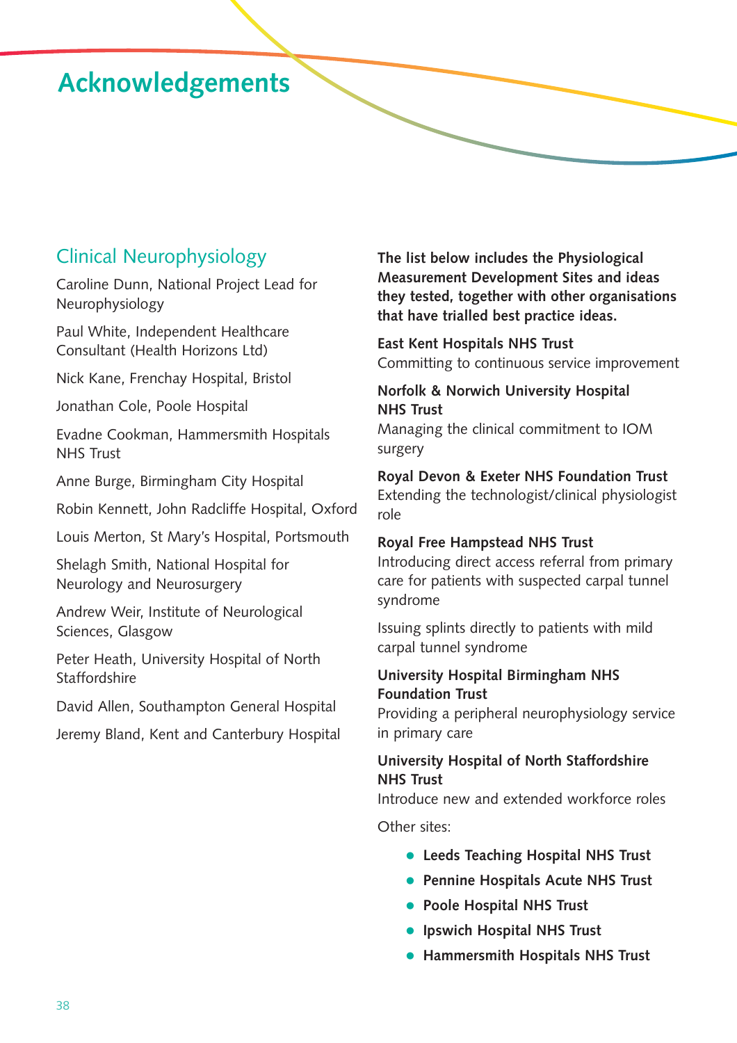# Acknowledgements

## Clinical Neurophysiology

Caroline Dunn, National Project Lead for Neurophysiology

Paul White, Independent Healthcare Consultant (Health Horizons Ltd)

Nick Kane, Frenchay Hospital, Bristol

Jonathan Cole, Poole Hospital

Evadne Cookman, Hammersmith Hospitals NHS Trust

Anne Burge, Birmingham City Hospital

Robin Kennett, John Radcliffe Hospital, Oxford

Louis Merton, St Mary's Hospital, Portsmouth

Shelagh Smith, National Hospital for Neurology and Neurosurgery

Andrew Weir, Institute of Neurological Sciences, Glasgow

Peter Heath, University Hospital of North Staffordshire

David Allen, Southampton General Hospital

Jeremy Bland, Kent and Canterbury Hospital

**The list below includes the Physiological Measurement Development Sites and ideas they tested, together with other organisations that have trialled best practice ideas.**

**East Kent Hospitals NHS Trust**
Committing to continuous service improvement

**Norfolk & Norwich University Hospital NHS Trust**
Managing the clinical commitment to IOM surgery

**Royal Devon & Exeter NHS Foundation Trust**
Extending the technologist/clinical physiologist role

**Royal Free Hampstead NHS Trust**
Introducing direct access referral from primary care for patients with suspected carpal tunnel syndrome

Issuing splints directly to patients with mild carpal tunnel syndrome

**University Hospital Birmingham NHS Foundation Trust**
Providing a peripheral neurophysiology service in primary care

**University Hospital of North Staffordshire NHS Trust**
Introduce new and extended workforce roles

Other sites:

- **Leeds Teaching Hospital NHS Trust**
- **Pennine Hospitals Acute NHS Trust**
- **Poole Hospital NHS Trust**
- **Ipswich Hospital NHS Trust**
- **Hammersmith Hospitals NHS Trust**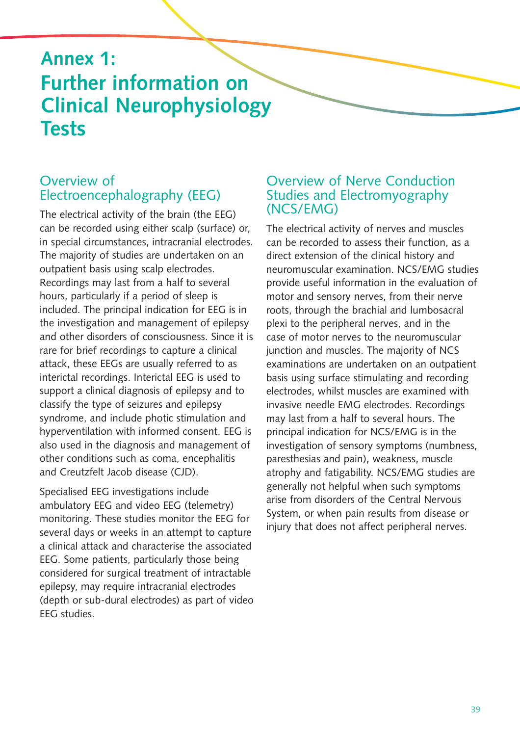# Annex 1: Further information on Clinical Neurophysiology Tests

## Overview of Electroencephalography (EEG)

The electrical activity of the brain (the EEG) can be recorded using either scalp (surface) or, in special circumstances, intracranial electrodes. The majority of studies are undertaken on an outpatient basis using scalp electrodes. Recordings may last from a half to several hours, particularly if a period of sleep is included. The principal indication for EEG is in the investigation and management of epilepsy and other disorders of consciousness. Since it is rare for brief recordings to capture a clinical attack, these EEGs are usually referred to as interictal recordings. Interictal EEG is used to support a clinical diagnosis of epilepsy and to classify the type of seizures and epilepsy syndrome, and include photic stimulation and hyperventilation with informed consent. EEG is also used in the diagnosis and management of other conditions such as coma, encephalitis and Creutzfelt Jacob disease (CJD).

Specialised EEG investigations include ambulatory EEG and video EEG (telemetry) monitoring. These studies monitor the EEG for several days or weeks in an attempt to capture a clinical attack and characterise the associated EEG. Some patients, particularly those being considered for surgical treatment of intractable epilepsy, may require intracranial electrodes (depth or sub-dural electrodes) as part of video EEG studies.

## Overview of Nerve Conduction Studies and Electromyography (NCS/EMG)

The electrical activity of nerves and muscles can be recorded to assess their function, as a direct extension of the clinical history and neuromuscular examination. NCS/EMG studies provide useful information in the evaluation of motor and sensory nerves, from their nerve roots, through the brachial and lumbosacral plexi to the peripheral nerves, and in the case of motor nerves to the neuromuscular junction and muscles. The majority of NCS examinations are undertaken on an outpatient basis using surface stimulating and recording electrodes, whilst muscles are examined with invasive needle EMG electrodes. Recordings may last from a half to several hours. The principal indication for NCS/EMG is in the investigation of sensory symptoms (numbness, paresthesias and pain), weakness, muscle atrophy and fatigability. NCS/EMG studies are generally not helpful when such symptoms arise from disorders of the Central Nervous System, or when pain results from disease or injury that does not affect peripheral nerves.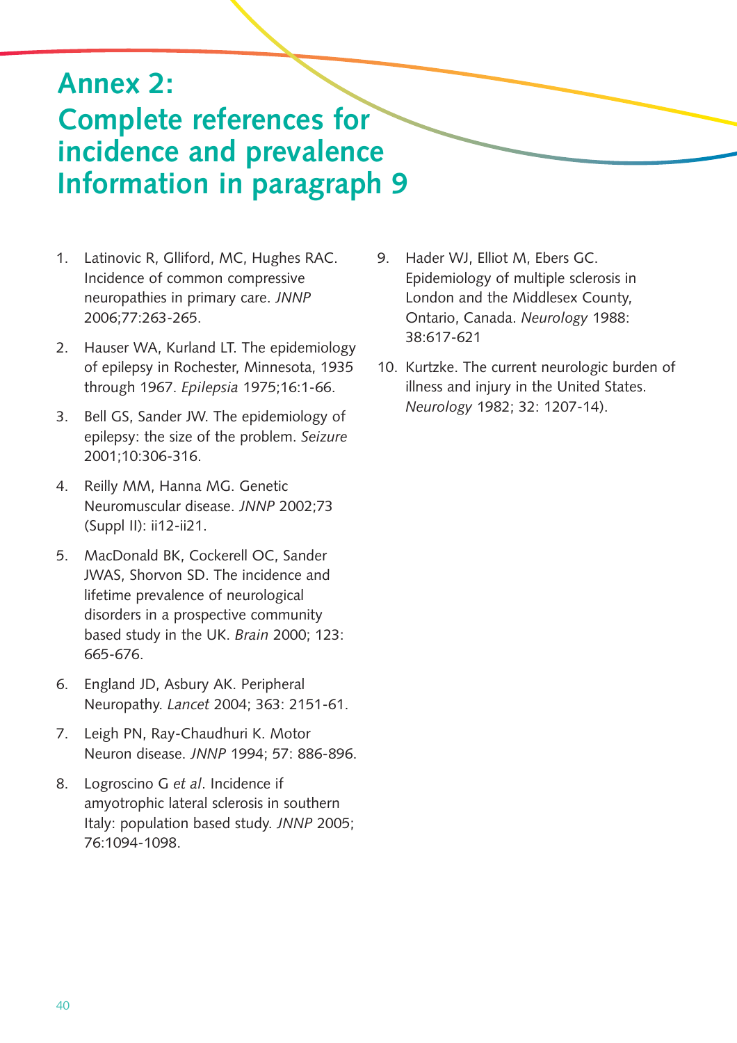# Annex 2: Complete references for incidence and prevalence Information in paragraph 9

1. Latinovic R, Glliford, MC, Hughes RAC. Incidence of common compressive neuropathies in primary care. *JNNP* 2006;77:263-265.

2. Hauser WA, Kurland LT. The epidemiology of epilepsy in Rochester, Minnesota, 1935 through 1967. *Epilepsia* 1975;16:1-66.

3. Bell GS, Sander JW. The epidemiology of epilepsy: the size of the problem. *Seizure* 2001;10:306-316.

4. Reilly MM, Hanna MG. Genetic Neuromuscular disease. *JNNP* 2002;73 (Suppl II): ii12-ii21.

5. MacDonald BK, Cockerell OC, Sander JWAS, Shorvon SD. The incidence and lifetime prevalence of neurological disorders in a prospective community based study in the UK. *Brain* 2000; 123: 665-676.

6. England JD, Asbury AK. Peripheral Neuropathy. *Lancet* 2004; 363: 2151-61.

7. Leigh PN, Ray-Chaudhuri K. Motor Neuron disease. *JNNP* 1994; 57: 886-896.

8. Logroscino G *et al*. Incidence if amyotrophic lateral sclerosis in southern Italy: population based study. *JNNP* 2005; 76:1094-1098.

9. Hader WJ, Elliot M, Ebers GC. Epidemiology of multiple sclerosis in London and the Middlesex County, Ontario, Canada. *Neurology* 1988: 38:617-621

10. Kurtzke. The current neurologic burden of illness and injury in the United States. *Neurology* 1982; 32: 1207-14).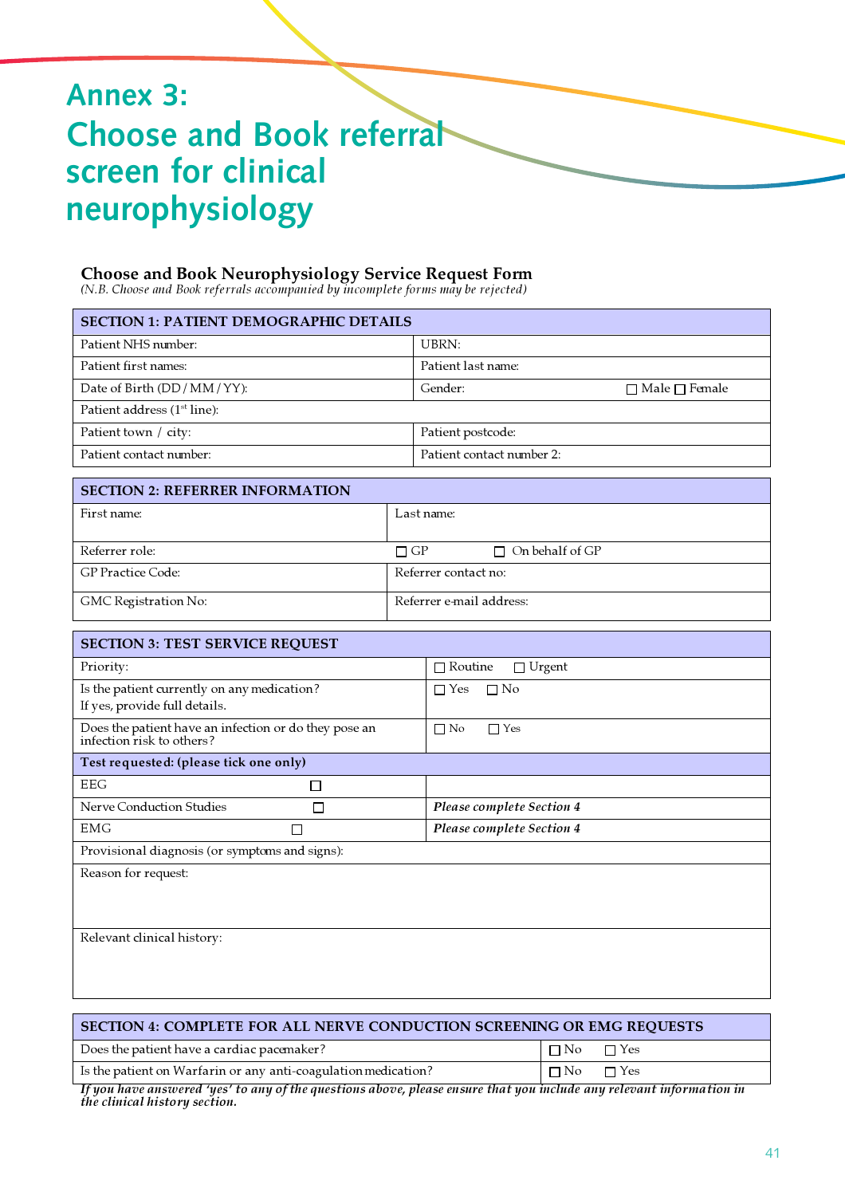# Annex 3: Choose and Book referral screen for clinical neurophysiology

## Choose and Book Neurophysiology Service Request Form

*(N.B. Choose and Book referrals accompanied by incomplete forms may be rejected)*

| SECTION 1: PATIENT DEMOGRAPHIC DETAILS | |
|---|---|
| Patient NHS number: | UBRN: |
| Patient first names: | Patient last name: |
| Date of Birth (DD / MM / YY): | Gender: ☐ Male ☐ Female |
| Patient address (1st line): | |
| Patient town / city: | Patient postcode: |
| Patient contact number: | Patient contact number 2: |

| SECTION 2: REFERRER INFORMATION | |
|---|---|
| First name: | Last name: |
| Referrer role: | ☐ GP ☐ On behalf of GP |
| GP Practice Code: | Referrer contact no: |
| GMC Registration No: | Referrer e-mail address: |

| SECTION 3: TEST SERVICE REQUEST | |
|---|---|
| Priority: | ☐ Routine ☐ Urgent |
| Is the patient currently on any medication? If yes, provide full details. | ☐ Yes ☐ No |
| Does the patient have an infection or do they pose an infection risk to others? | ☐ No ☐ Yes |
| **Test requested: (please tick one only)** | |
| EEG ☐ | |
| Nerve Conduction Studies ☐ | ***Please complete Section 4*** |
| EMG ☐ | ***Please complete Section 4*** |
| Provisional diagnosis (or symptoms and signs): | |
| Reason for request: | |
| Relevant clinical history: | |

| SECTION 4: COMPLETE FOR ALL NERVE CONDUCTION SCREENING OR EMG REQUESTS | |
|---|---|
| Does the patient have a cardiac pacemaker? | ☐ No ☐ Yes |
| Is the patient on Warfarin or any anti-coagulation medication? | ☐ No ☐ Yes |

***If you have answered 'yes' to any of the questions above, please ensure that you include any relevant information in the clinical history section.***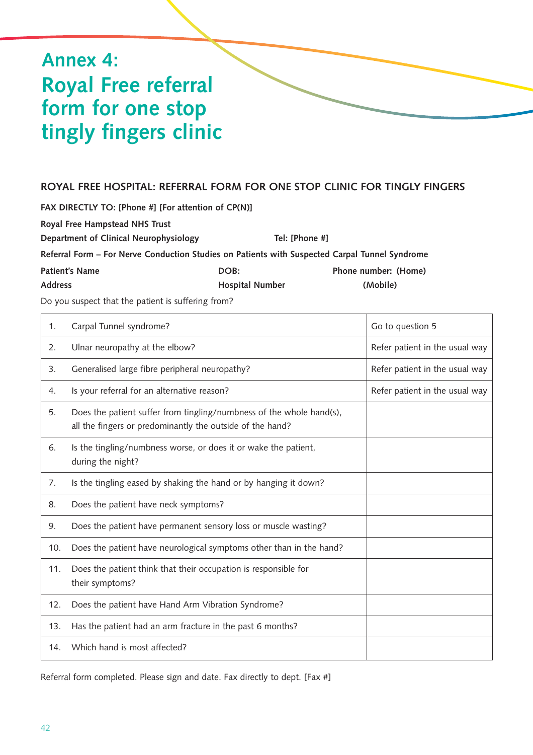# Annex 4: Royal Free referral form for one stop tingly fingers clinic

**ROYAL FREE HOSPITAL: REFERRAL FORM FOR ONE STOP CLINIC FOR TINGLY FINGERS**

**FAX DIRECTLY TO: [Phone #] [For attention of CP(N)]**

**Royal Free Hampstead NHS Trust**

**Department of Clinical Neurophysiology** **Tel: [Phone #]**

**Referral Form – For Nerve Conduction Studies on Patients with Suspected Carpal Tunnel Syndrome**

**Patient's Name** **DOB:** **Phone number: (Home)**

**Address** **Hospital Number** **(Mobile)**

Do you suspect that the patient is suffering from?

| | | |
|---|---|---|
| 1. | Carpal Tunnel syndrome? | Go to question 5 |
| 2. | Ulnar neuropathy at the elbow? | Refer patient in the usual way |
| 3. | Generalised large fibre peripheral neuropathy? | Refer patient in the usual way |
| 4. | Is your referral for an alternative reason? | Refer patient in the usual way |
| 5. | Does the patient suffer from tingling/numbness of the whole hand(s), all the fingers or predominantly the outside of the hand? | |
| 6. | Is the tingling/numbness worse, or does it or wake the patient, during the night? | |
| 7. | Is the tingling eased by shaking the hand or by hanging it down? | |
| 8. | Does the patient have neck symptoms? | |
| 9. | Does the patient have permanent sensory loss or muscle wasting? | |
| 10. | Does the patient have neurological symptoms other than in the hand? | |
| 11. | Does the patient think that their occupation is responsible for their symptoms? | |
| 12. | Does the patient have Hand Arm Vibration Syndrome? | |
| 13. | Has the patient had an arm fracture in the past 6 months? | |
| 14. | Which hand is most affected? | |

Referral form completed. Please sign and date. Fax directly to dept. [Fax #]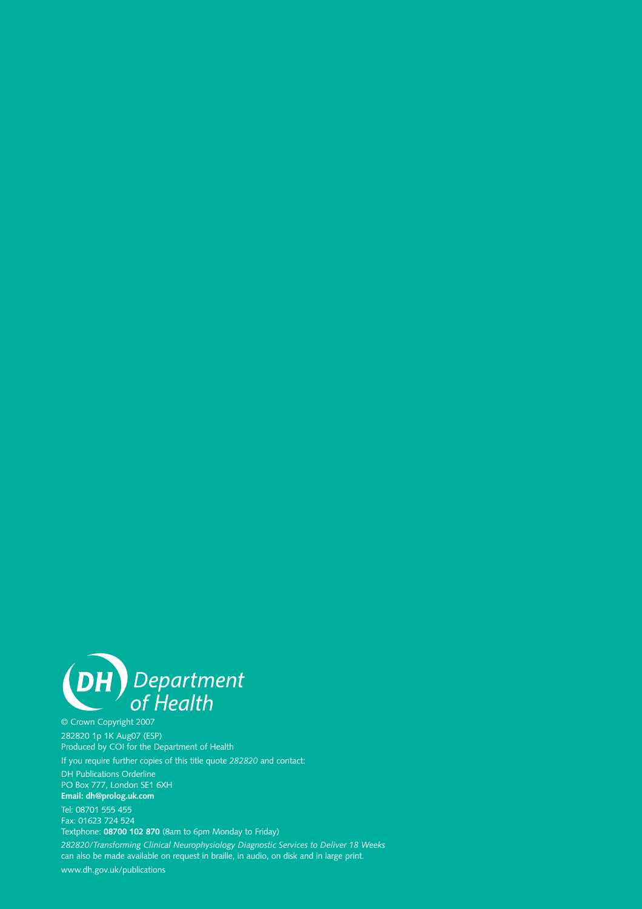Department of Health

© Crown Copyright 2007

282820 1p 1K Aug07 (ESP)

Produced by COI for the Department of Health

If you require further copies of this title quote *282820* and contact:

DH Publications Orderline
PO Box 777, London SE1 6XH
**Email: dh@prolog.uk.com**

Tel: 08701 555 455
Fax: 01623 724 524
Textphone: **08700 102 870** (8am to 6pm Monday to Friday)

*282820/Transforming Clinical Neurophysiology Diagnostic Services to Deliver 18 Weeks* can also be made available on request in braille, in audio, on disk and in large print.

www.dh.gov.uk/publications